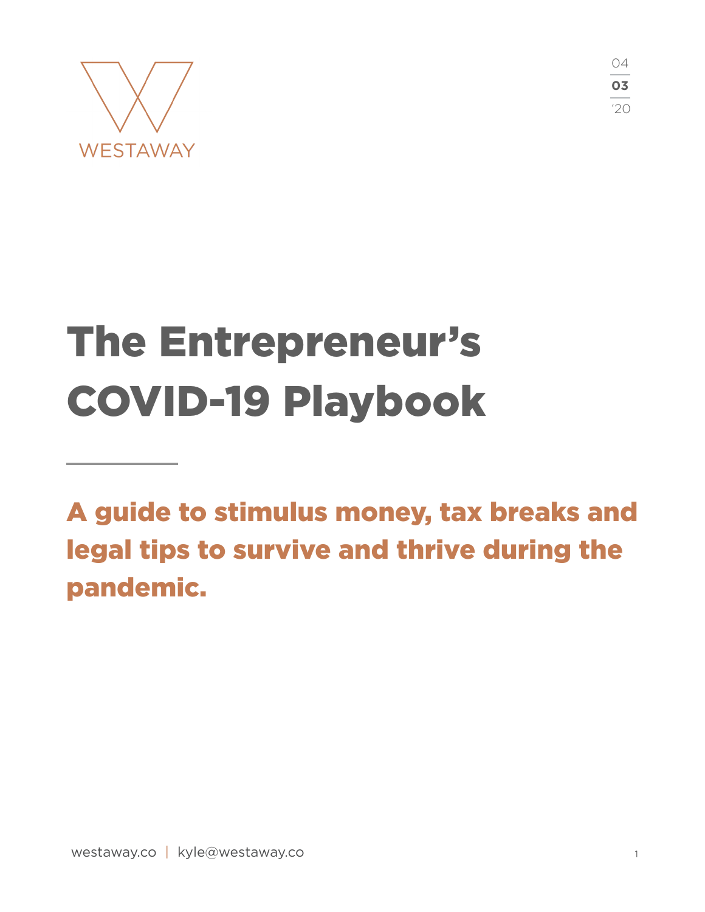WESTAWAY

04
03
'20

# The Entrepreneur's COVID-19 Playbook

## A guide to stimulus money, tax breaks and legal tips to survive and thrive during the pandemic.

westaway.co | kyle@westaway.co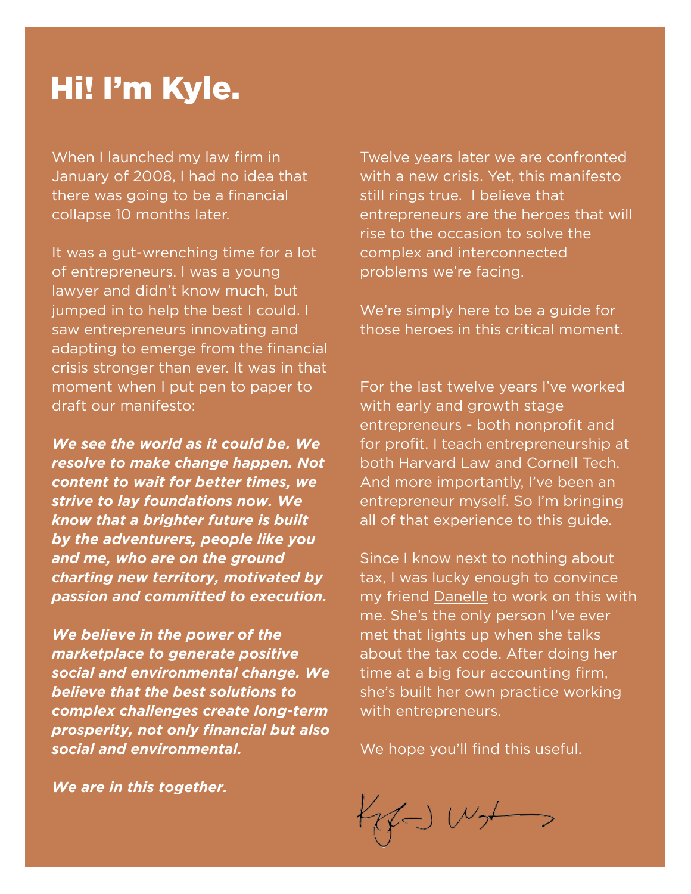# Hi! I'm Kyle.

When I launched my law firm in January of 2008, I had no idea that there was going to be a financial collapse 10 months later.

It was a gut-wrenching time for a lot of entrepreneurs. I was a young lawyer and didn't know much, but jumped in to help the best I could. I saw entrepreneurs innovating and adapting to emerge from the financial crisis stronger than ever. It was in that moment when I put pen to paper to draft our manifesto:

***We see the world as it could be. We resolve to make change happen. Not content to wait for better times, we strive to lay foundations now. We know that a brighter future is built by the adventurers, people like you and me, who are on the ground charting new territory, motivated by passion and committed to execution.***

***We believe in the power of the marketplace to generate positive social and environmental change. We believe that the best solutions to complex challenges create long-term prosperity, not only financial but also social and environmental.***

***We are in this together.***

Twelve years later we are confronted with a new crisis. Yet, this manifesto still rings true. I believe that entrepreneurs are the heroes that will rise to the occasion to solve the complex and interconnected problems we're facing.

We're simply here to be a guide for those heroes in this critical moment.

For the last twelve years I've worked with early and growth stage entrepreneurs - both nonprofit and for profit. I teach entrepreneurship at both Harvard Law and Cornell Tech. And more importantly, I've been an entrepreneur myself. So I'm bringing all of that experience to this guide.

Since I know next to nothing about tax, I was lucky enough to convince my friend Danelle to work on this with me. She's the only person I've ever met that lights up when she talks about the tax code. After doing her time at a big four accounting firm, she's built her own practice working with entrepreneurs.

We hope you'll find this useful.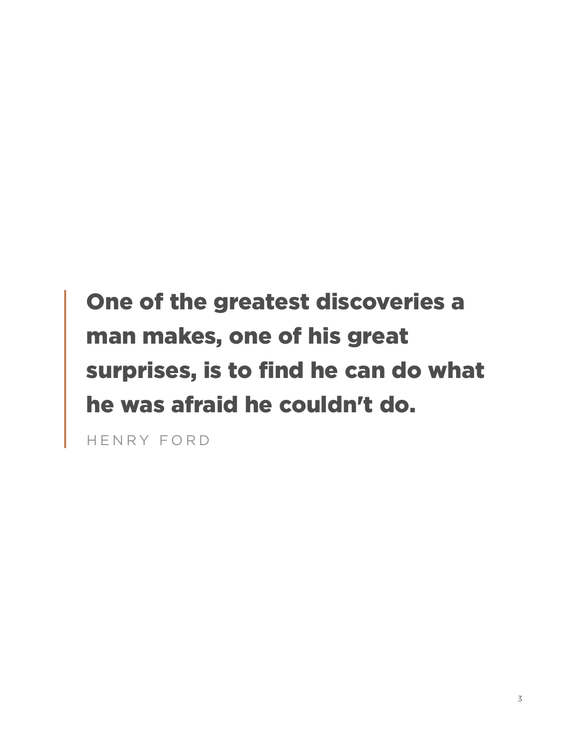> **One of the greatest discoveries a man makes, one of his great surprises, is to find he can do what he was afraid he couldn't do.**
>
> HENRY FORD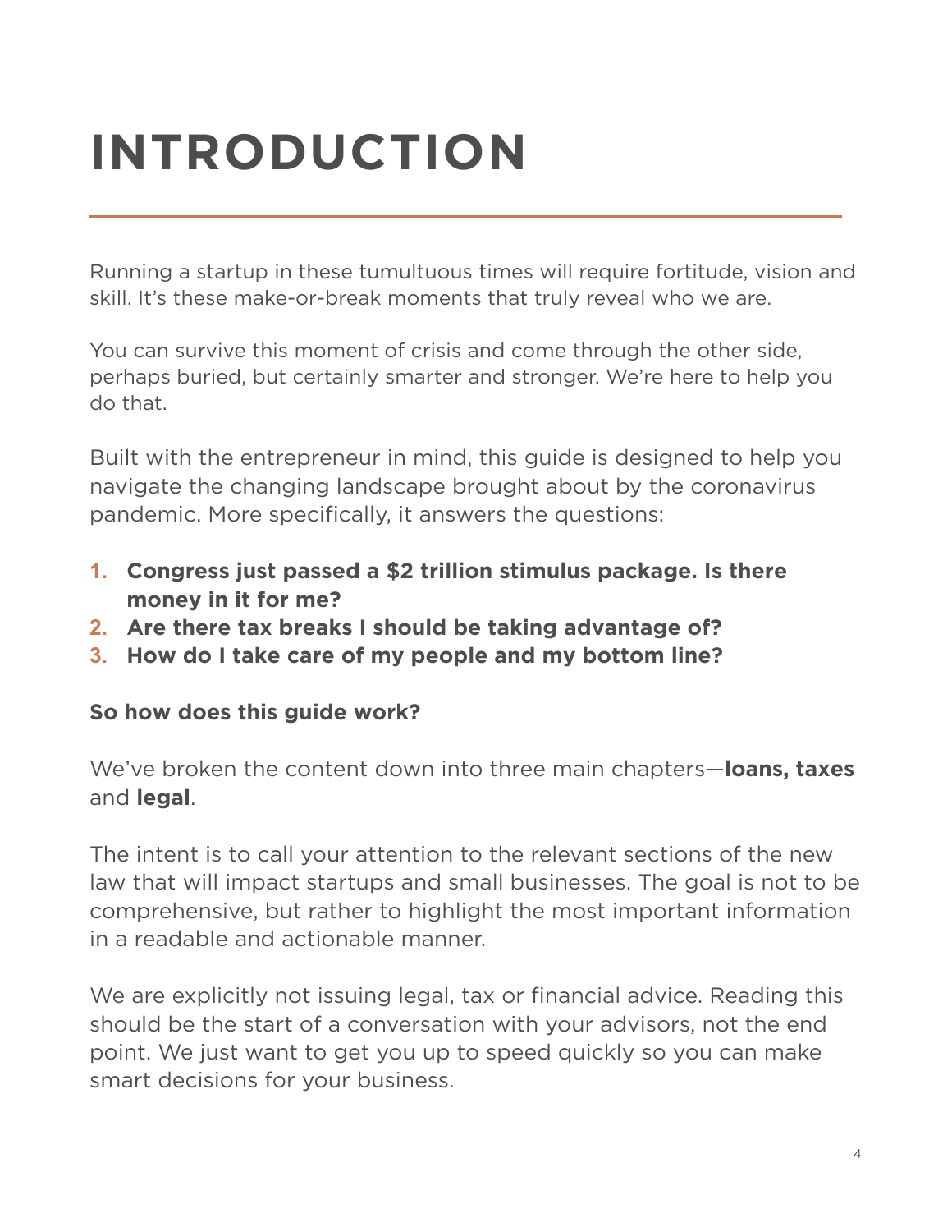# INTRODUCTION

Running a startup in these tumultuous times will require fortitude, vision and skill. It's these make-or-break moments that truly reveal who we are.

You can survive this moment of crisis and come through the other side, perhaps buried, but certainly smarter and stronger. We're here to help you do that.

Built with the entrepreneur in mind, this guide is designed to help you navigate the changing landscape brought about by the coronavirus pandemic. More specifically, it answers the questions:

1. **Congress just passed a $2 trillion stimulus package. Is there money in it for me?**
2. **Are there tax breaks I should be taking advantage of?**
3. **How do I take care of my people and my bottom line?**

**So how does this guide work?**

We've broken the content down into three main chapters—**loans, taxes** and **legal**.

The intent is to call your attention to the relevant sections of the new law that will impact startups and small businesses. The goal is not to be comprehensive, but rather to highlight the most important information in a readable and actionable manner.

We are explicitly not issuing legal, tax or financial advice. Reading this should be the start of a conversation with your advisors, not the end point. We just want to get you up to speed quickly so you can make smart decisions for your business.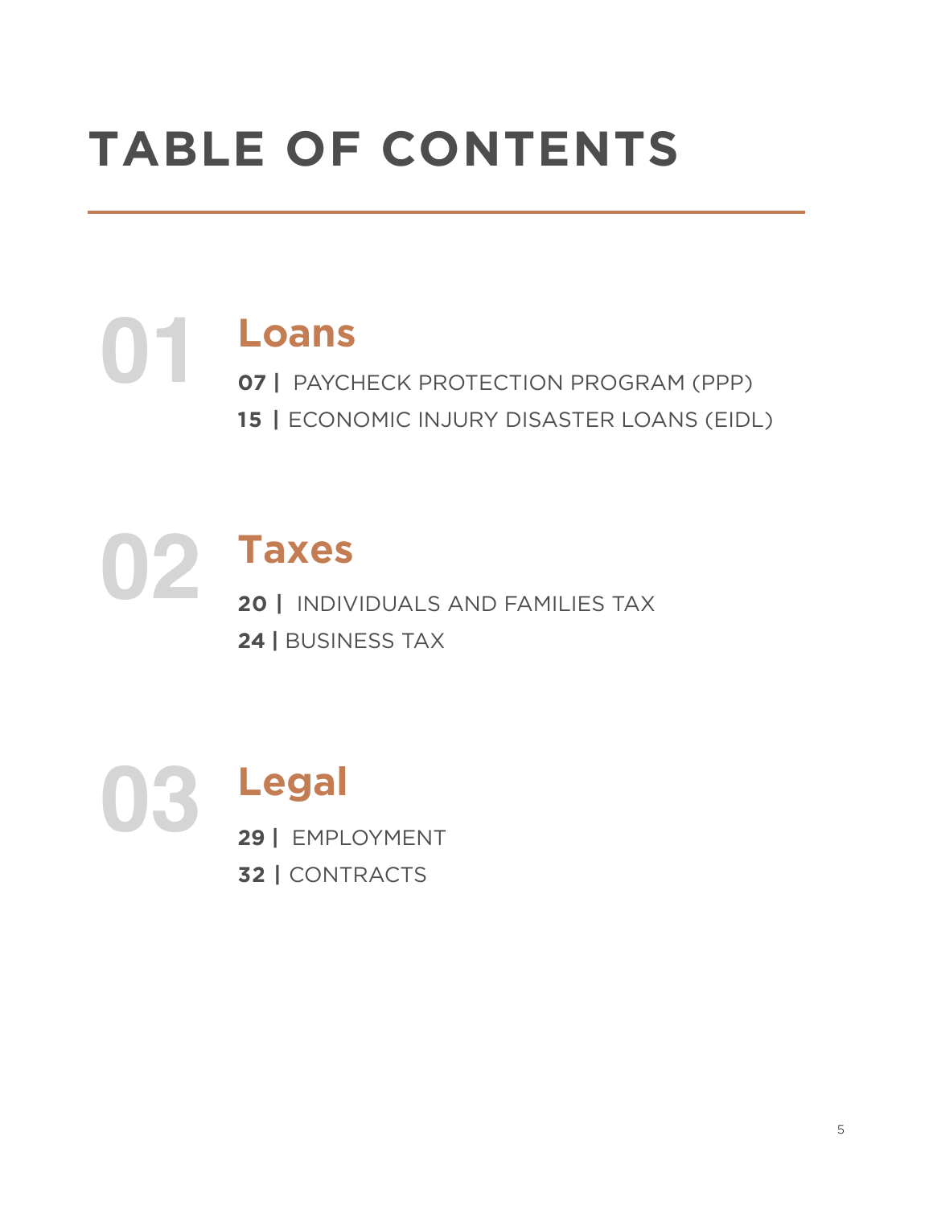# TABLE OF CONTENTS

## 01 Loans

**07 |** PAYCHECK PROTECTION PROGRAM (PPP)

**15 |** ECONOMIC INJURY DISASTER LOANS (EIDL)

## 02 Taxes

**20 |** INDIVIDUALS AND FAMILIES TAX

**24 |** BUSINESS TAX

## 03 Legal

**29 |** EMPLOYMENT

**32 |** CONTRACTS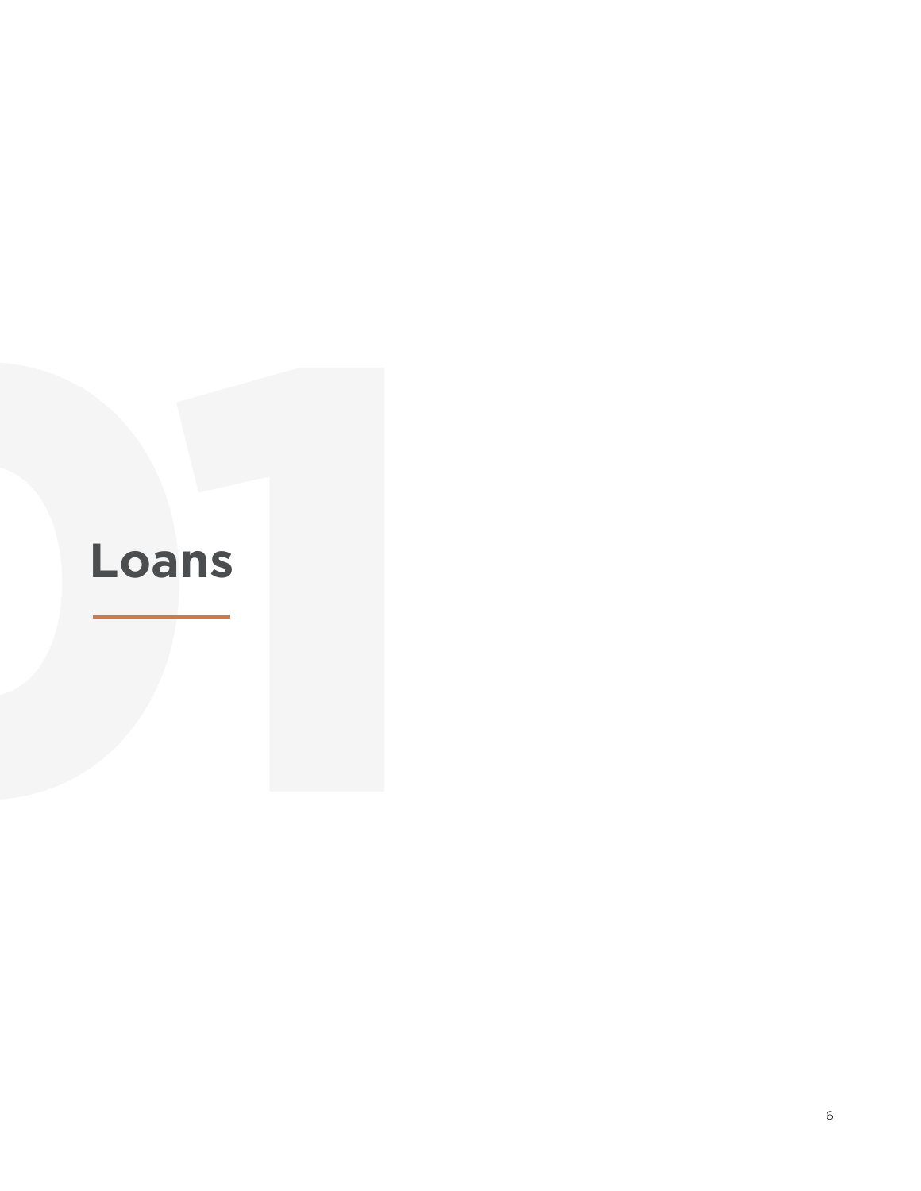# Loans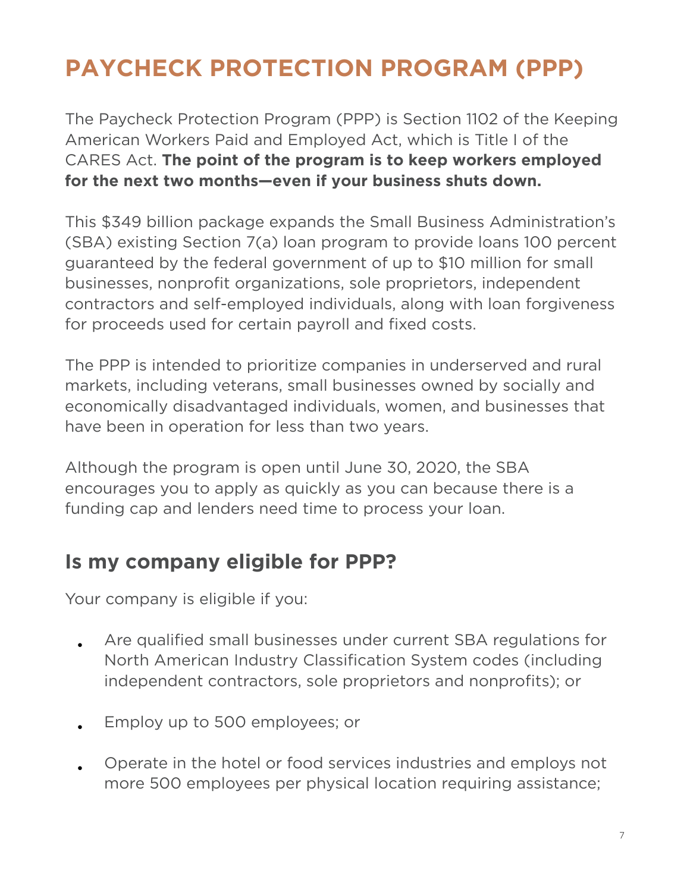# PAYCHECK PROTECTION PROGRAM (PPP)

The Paycheck Protection Program (PPP) is Section 1102 of the Keeping American Workers Paid and Employed Act, which is Title I of the CARES Act. **The point of the program is to keep workers employed for the next two months—even if your business shuts down.**

This $349 billion package expands the Small Business Administration's (SBA) existing Section 7(a) loan program to provide loans 100 percent guaranteed by the federal government of up to $10 million for small businesses, nonprofit organizations, sole proprietors, independent contractors and self-employed individuals, along with loan forgiveness for proceeds used for certain payroll and fixed costs.

The PPP is intended to prioritize companies in underserved and rural markets, including veterans, small businesses owned by socially and economically disadvantaged individuals, women, and businesses that have been in operation for less than two years.

Although the program is open until June 30, 2020, the SBA encourages you to apply as quickly as you can because there is a funding cap and lenders need time to process your loan.

## Is my company eligible for PPP?

Your company is eligible if you:

- Are qualified small businesses under current SBA regulations for North American Industry Classification System codes (including independent contractors, sole proprietors and nonprofits); or
- Employ up to 500 employees; or
- Operate in the hotel or food services industries and employs not more 500 employees per physical location requiring assistance;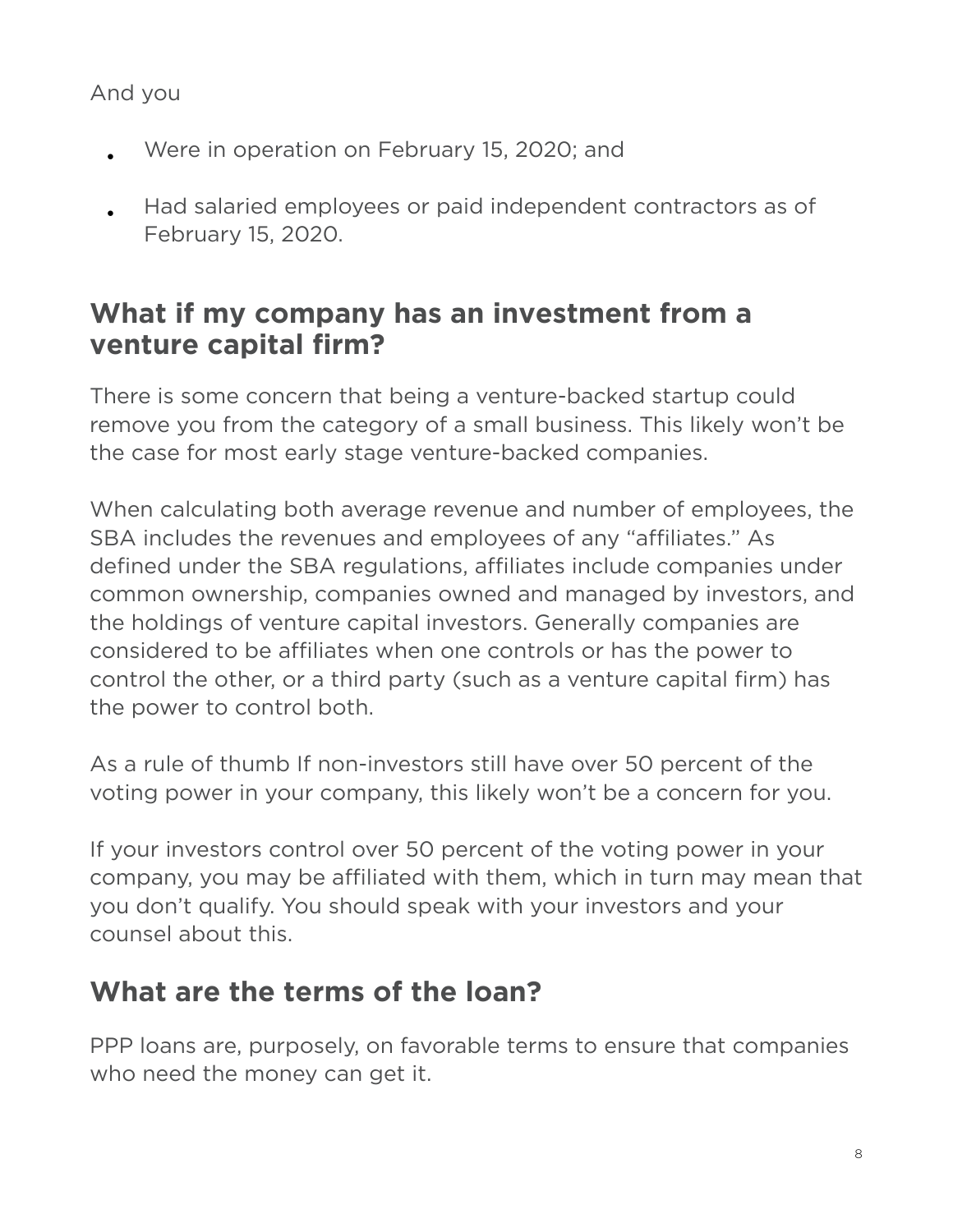And you

- Were in operation on February 15, 2020; and
- Had salaried employees or paid independent contractors as of February 15, 2020.

## What if my company has an investment from a venture capital firm?

There is some concern that being a venture-backed startup could remove you from the category of a small business. This likely won't be the case for most early stage venture-backed companies.

When calculating both average revenue and number of employees, the SBA includes the revenues and employees of any "affiliates." As defined under the SBA regulations, affiliates include companies under common ownership, companies owned and managed by investors, and the holdings of venture capital investors. Generally companies are considered to be affiliates when one controls or has the power to control the other, or a third party (such as a venture capital firm) has the power to control both.

As a rule of thumb If non-investors still have over 50 percent of the voting power in your company, this likely won't be a concern for you.

If your investors control over 50 percent of the voting power in your company, you may be affiliated with them, which in turn may mean that you don't qualify. You should speak with your investors and your counsel about this.

## What are the terms of the loan?

PPP loans are, purposely, on favorable terms to ensure that companies who need the money can get it.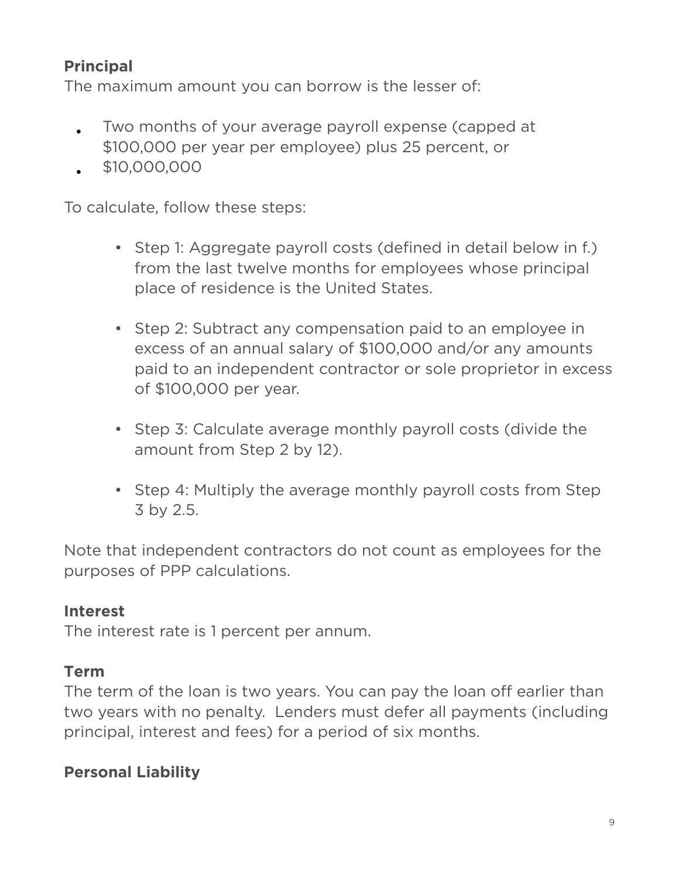**Principal**

The maximum amount you can borrow is the lesser of:

- Two months of your average payroll expense (capped at $100,000 per year per employee) plus 25 percent, or
- $10,000,000

To calculate, follow these steps:

- Step 1: Aggregate payroll costs (defined in detail below in f.) from the last twelve months for employees whose principal place of residence is the United States.
- Step 2: Subtract any compensation paid to an employee in excess of an annual salary of $100,000 and/or any amounts paid to an independent contractor or sole proprietor in excess of $100,000 per year.
- Step 3: Calculate average monthly payroll costs (divide the amount from Step 2 by 12).
- Step 4: Multiply the average monthly payroll costs from Step 3 by 2.5.

Note that independent contractors do not count as employees for the purposes of PPP calculations.

**Interest**

The interest rate is 1 percent per annum.

**Term**

The term of the loan is two years. You can pay the loan off earlier than two years with no penalty. Lenders must defer all payments (including principal, interest and fees) for a period of six months.

**Personal Liability**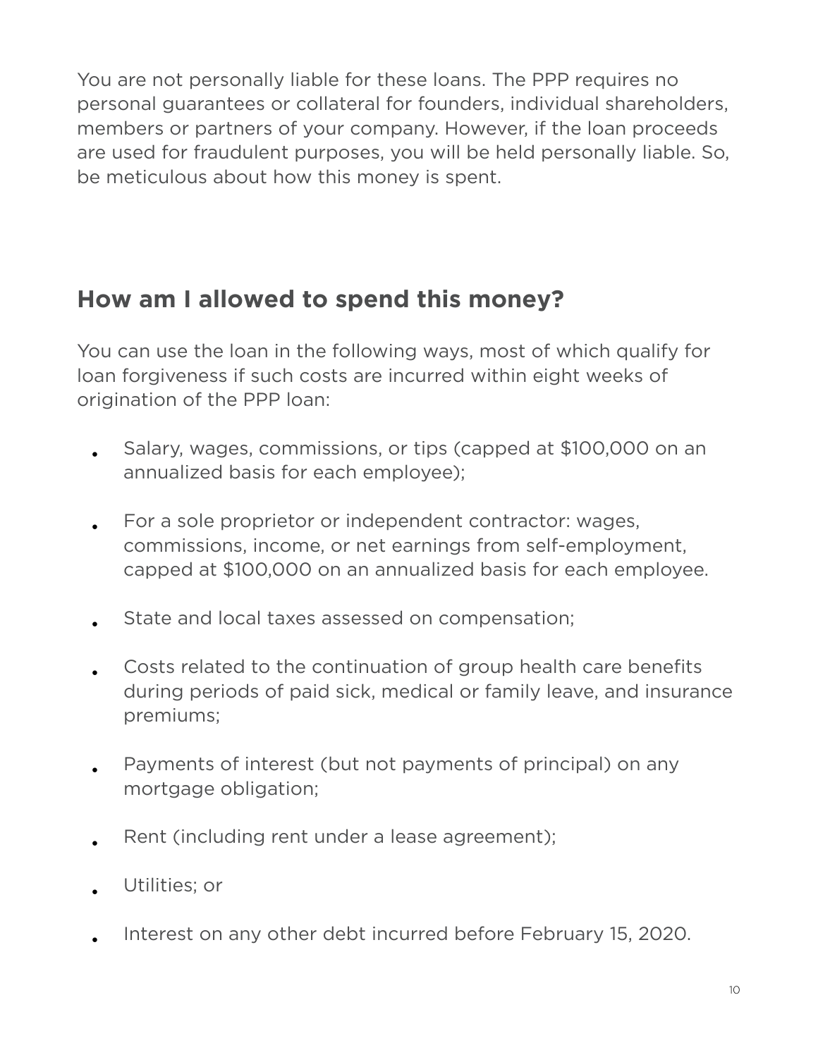You are not personally liable for these loans. The PPP requires no personal guarantees or collateral for founders, individual shareholders, members or partners of your company. However, if the loan proceeds are used for fraudulent purposes, you will be held personally liable. So, be meticulous about how this money is spent.

## How am I allowed to spend this money?

You can use the loan in the following ways, most of which qualify for loan forgiveness if such costs are incurred within eight weeks of origination of the PPP loan:

- Salary, wages, commissions, or tips (capped at $100,000 on an annualized basis for each employee);
- For a sole proprietor or independent contractor: wages, commissions, income, or net earnings from self-employment, capped at $100,000 on an annualized basis for each employee.
- State and local taxes assessed on compensation;
- Costs related to the continuation of group health care benefits during periods of paid sick, medical or family leave, and insurance premiums;
- Payments of interest (but not payments of principal) on any mortgage obligation;
- Rent (including rent under a lease agreement);
- Utilities; or
- Interest on any other debt incurred before February 15, 2020.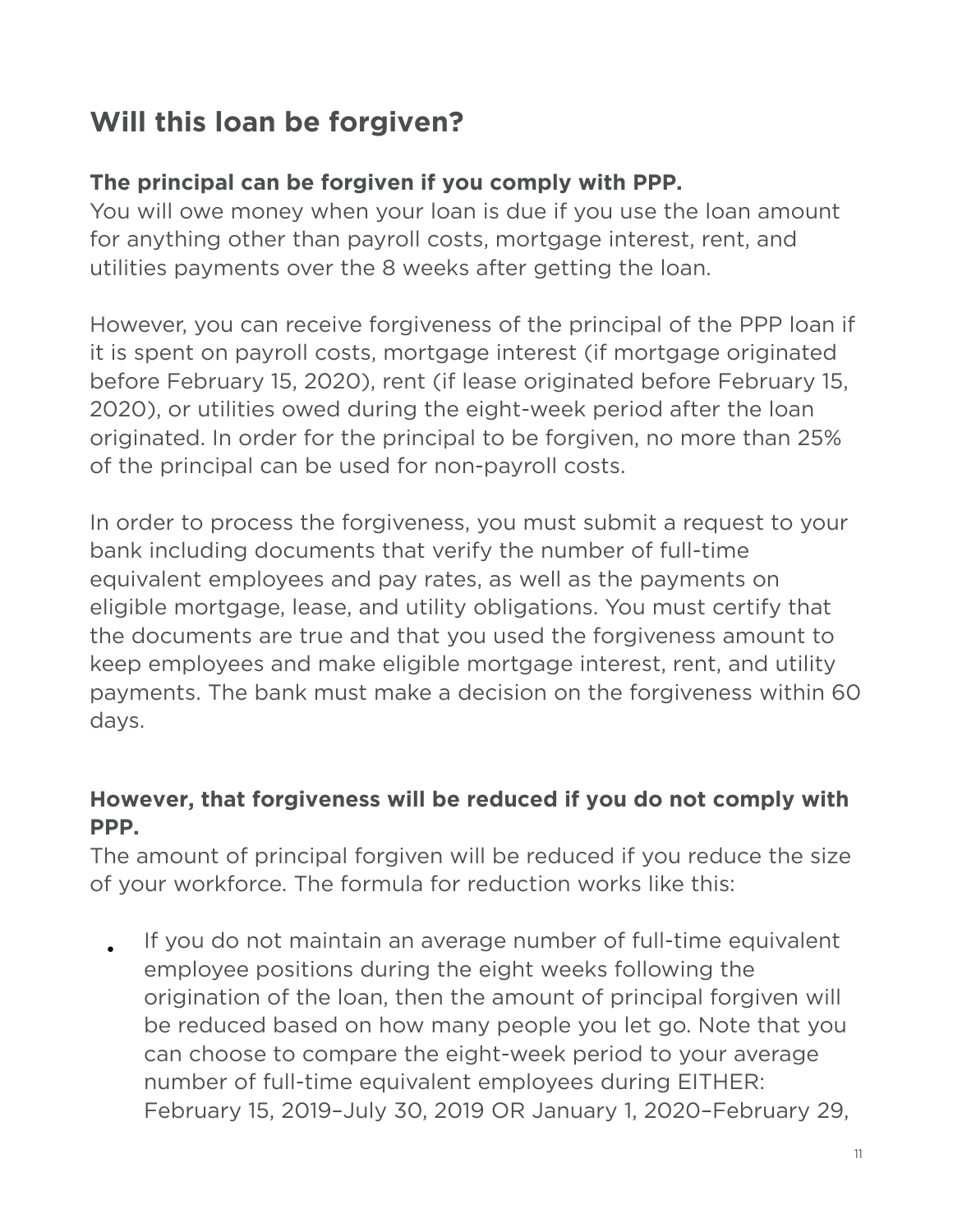## Will this loan be forgiven?

**The principal can be forgiven if you comply with PPP.**
You will owe money when your loan is due if you use the loan amount for anything other than payroll costs, mortgage interest, rent, and utilities payments over the 8 weeks after getting the loan.

However, you can receive forgiveness of the principal of the PPP loan if it is spent on payroll costs, mortgage interest (if mortgage originated before February 15, 2020), rent (if lease originated before February 15, 2020), or utilities owed during the eight-week period after the loan originated. In order for the principal to be forgiven, no more than 25% of the principal can be used for non-payroll costs.

In order to process the forgiveness, you must submit a request to your bank including documents that verify the number of full-time equivalent employees and pay rates, as well as the payments on eligible mortgage, lease, and utility obligations. You must certify that the documents are true and that you used the forgiveness amount to keep employees and make eligible mortgage interest, rent, and utility payments. The bank must make a decision on the forgiveness within 60 days.

**However, that forgiveness will be reduced if you do not comply with PPP.**
The amount of principal forgiven will be reduced if you reduce the size of your workforce. The formula for reduction works like this:

- If you do not maintain an average number of full-time equivalent employee positions during the eight weeks following the origination of the loan, then the amount of principal forgiven will be reduced based on how many people you let go. Note that you can choose to compare the eight-week period to your average number of full-time equivalent employees during EITHER: February 15, 2019–July 30, 2019 OR January 1, 2020–February 29,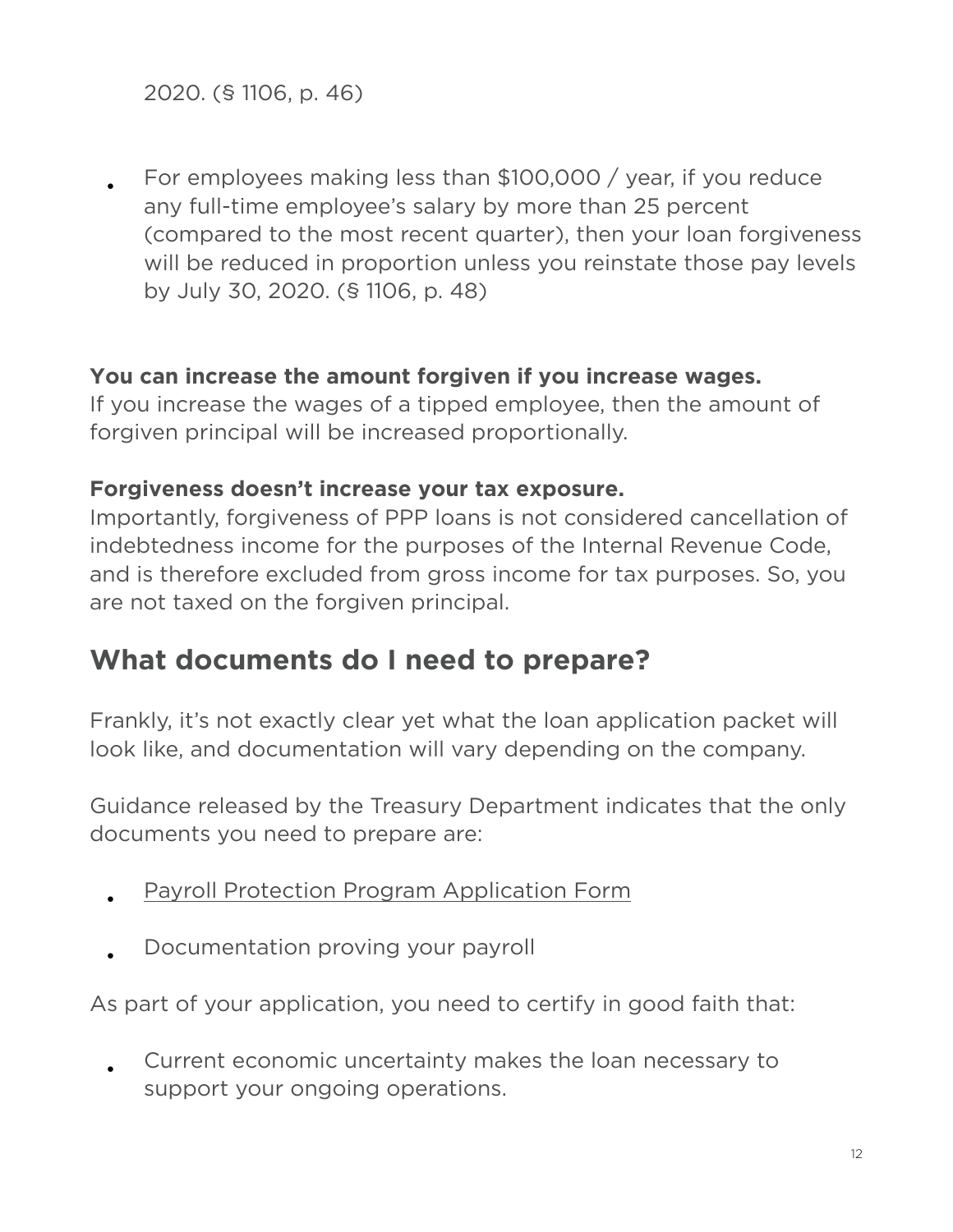2020. (§ 1106, p. 46)

- For employees making less than $100,000 / year, if you reduce any full-time employee's salary by more than 25 percent (compared to the most recent quarter), then your loan forgiveness will be reduced in proportion unless you reinstate those pay levels by July 30, 2020. (§ 1106, p. 48)

**You can increase the amount forgiven if you increase wages.**
If you increase the wages of a tipped employee, then the amount of forgiven principal will be increased proportionally.

**Forgiveness doesn't increase your tax exposure.**
Importantly, forgiveness of PPP loans is not considered cancellation of indebtedness income for the purposes of the Internal Revenue Code, and is therefore excluded from gross income for tax purposes. So, you are not taxed on the forgiven principal.

## What documents do I need to prepare?

Frankly, it's not exactly clear yet what the loan application packet will look like, and documentation will vary depending on the company.

Guidance released by the Treasury Department indicates that the only documents you need to prepare are:

- Payroll Protection Program Application Form
- Documentation proving your payroll

As part of your application, you need to certify in good faith that:

- Current economic uncertainty makes the loan necessary to support your ongoing operations.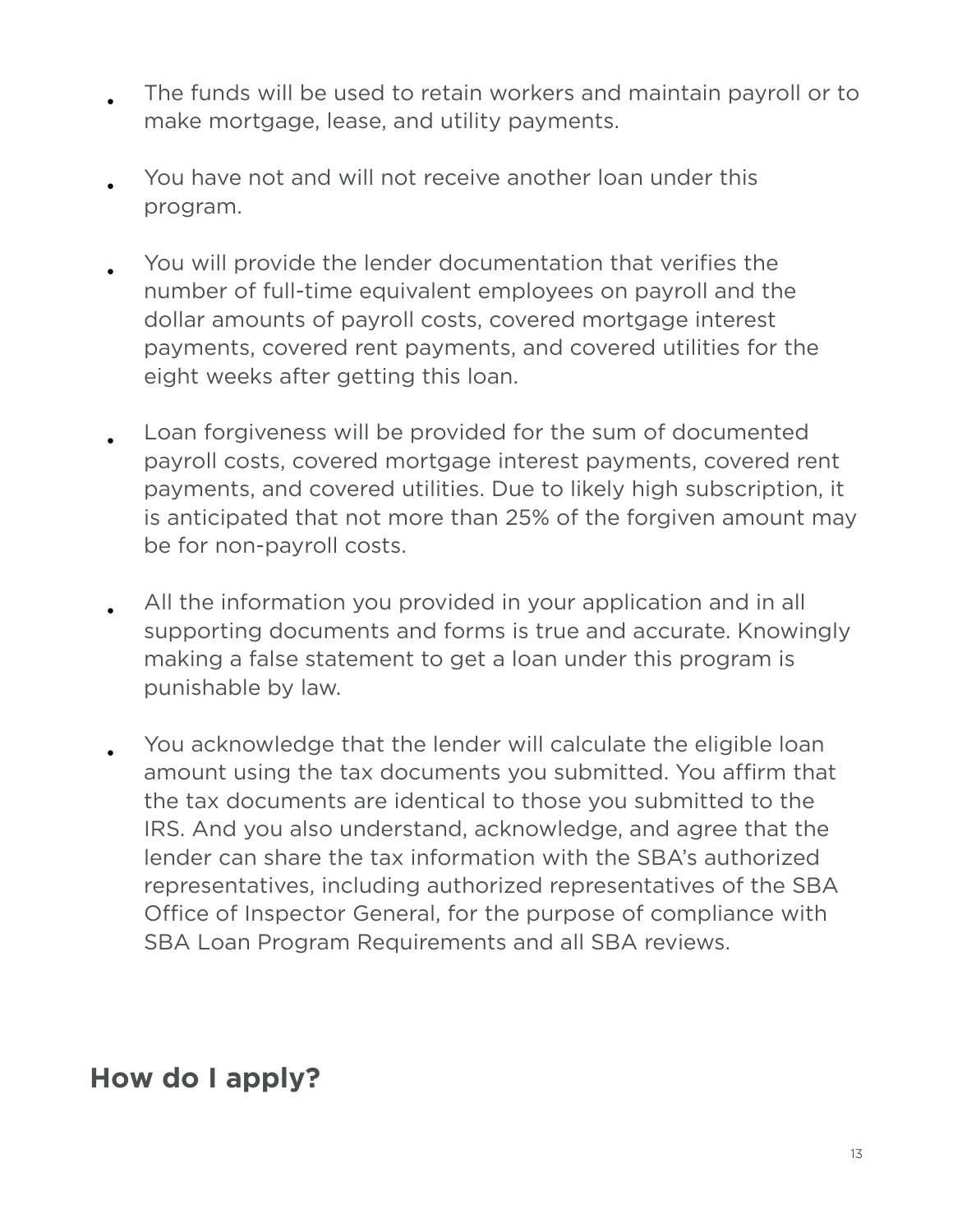- The funds will be used to retain workers and maintain payroll or to make mortgage, lease, and utility payments.
- You have not and will not receive another loan under this program.
- You will provide the lender documentation that verifies the number of full-time equivalent employees on payroll and the dollar amounts of payroll costs, covered mortgage interest payments, covered rent payments, and covered utilities for the eight weeks after getting this loan.
- Loan forgiveness will be provided for the sum of documented payroll costs, covered mortgage interest payments, covered rent payments, and covered utilities. Due to likely high subscription, it is anticipated that not more than 25% of the forgiven amount may be for non-payroll costs.
- All the information you provided in your application and in all supporting documents and forms is true and accurate. Knowingly making a false statement to get a loan under this program is punishable by law.
- You acknowledge that the lender will calculate the eligible loan amount using the tax documents you submitted. You affirm that the tax documents are identical to those you submitted to the IRS. And you also understand, acknowledge, and agree that the lender can share the tax information with the SBA's authorized representatives, including authorized representatives of the SBA Office of Inspector General, for the purpose of compliance with SBA Loan Program Requirements and all SBA reviews.

## How do I apply?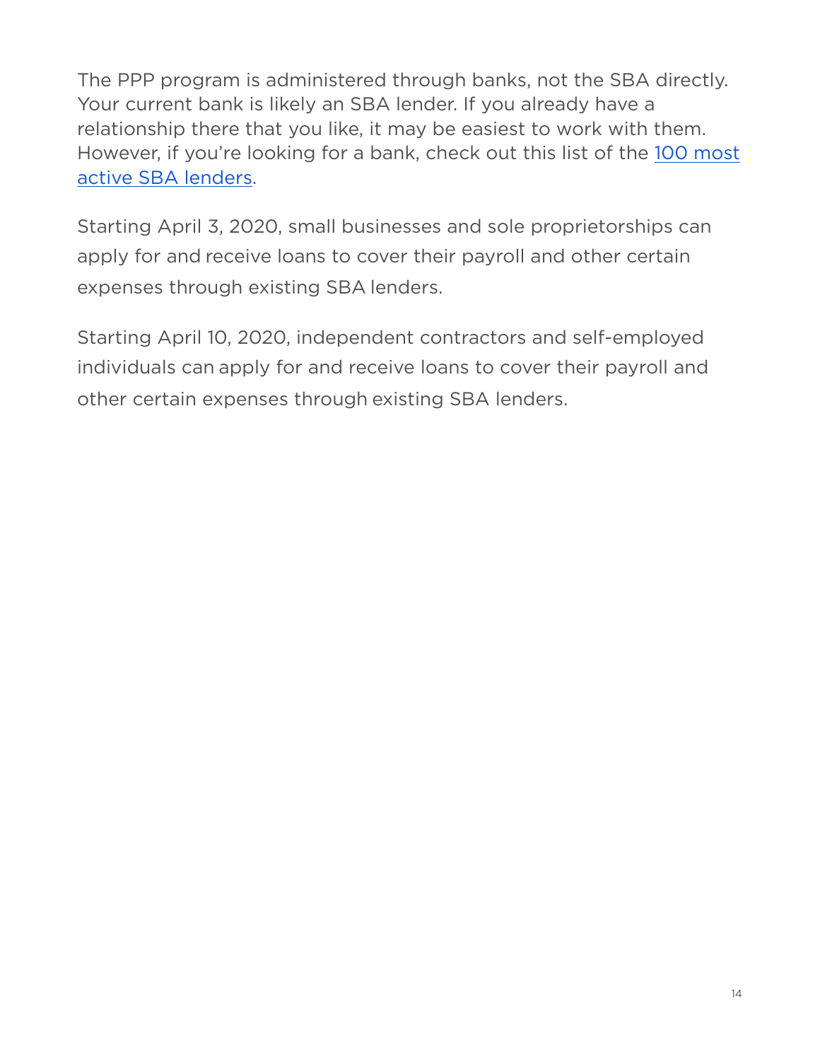The PPP program is administered through banks, not the SBA directly. Your current bank is likely an SBA lender. If you already have a relationship there that you like, it may be easiest to work with them. However, if you're looking for a bank, check out this list of the 100 most active SBA lenders.

Starting April 3, 2020, small businesses and sole proprietorships can apply for and receive loans to cover their payroll and other certain expenses through existing SBA lenders.

Starting April 10, 2020, independent contractors and self-employed individuals can apply for and receive loans to cover their payroll and other certain expenses through existing SBA lenders.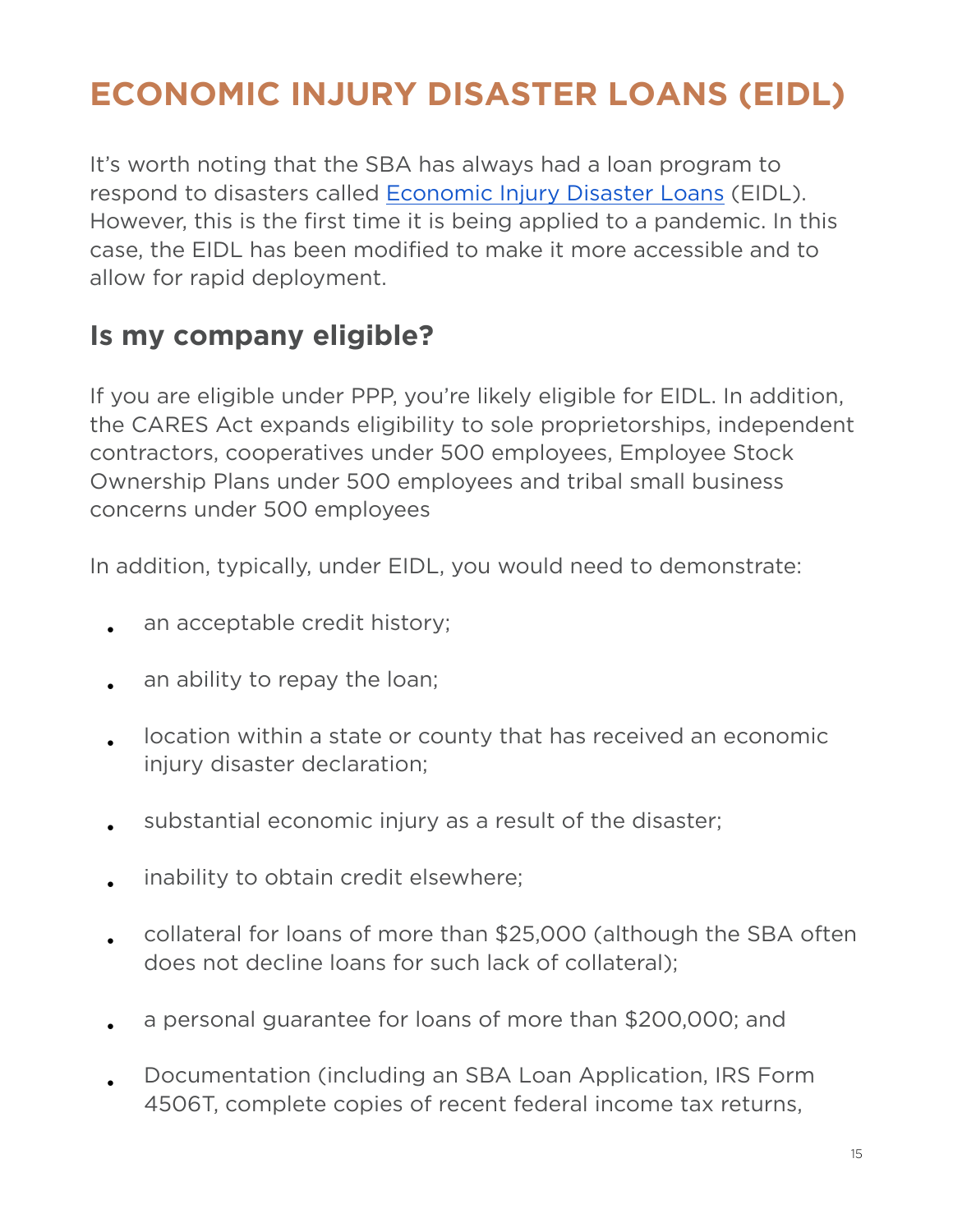# ECONOMIC INJURY DISASTER LOANS (EIDL)

It's worth noting that the SBA has always had a loan program to respond to disasters called [Economic Injury Disaster Loans](#) (EIDL). However, this is the first time it is being applied to a pandemic. In this case, the EIDL has been modified to make it more accessible and to allow for rapid deployment.

## Is my company eligible?

If you are eligible under PPP, you're likely eligible for EIDL. In addition, the CARES Act expands eligibility to sole proprietorships, independent contractors, cooperatives under 500 employees, Employee Stock Ownership Plans under 500 employees and tribal small business concerns under 500 employees

In addition, typically, under EIDL, you would need to demonstrate:

- an acceptable credit history;
- an ability to repay the loan;
- location within a state or county that has received an economic injury disaster declaration;
- substantial economic injury as a result of the disaster;
- inability to obtain credit elsewhere;
- collateral for loans of more than $25,000 (although the SBA often does not decline loans for such lack of collateral);
- a personal guarantee for loans of more than $200,000; and
- Documentation (including an SBA Loan Application, IRS Form 4506T, complete copies of recent federal income tax returns,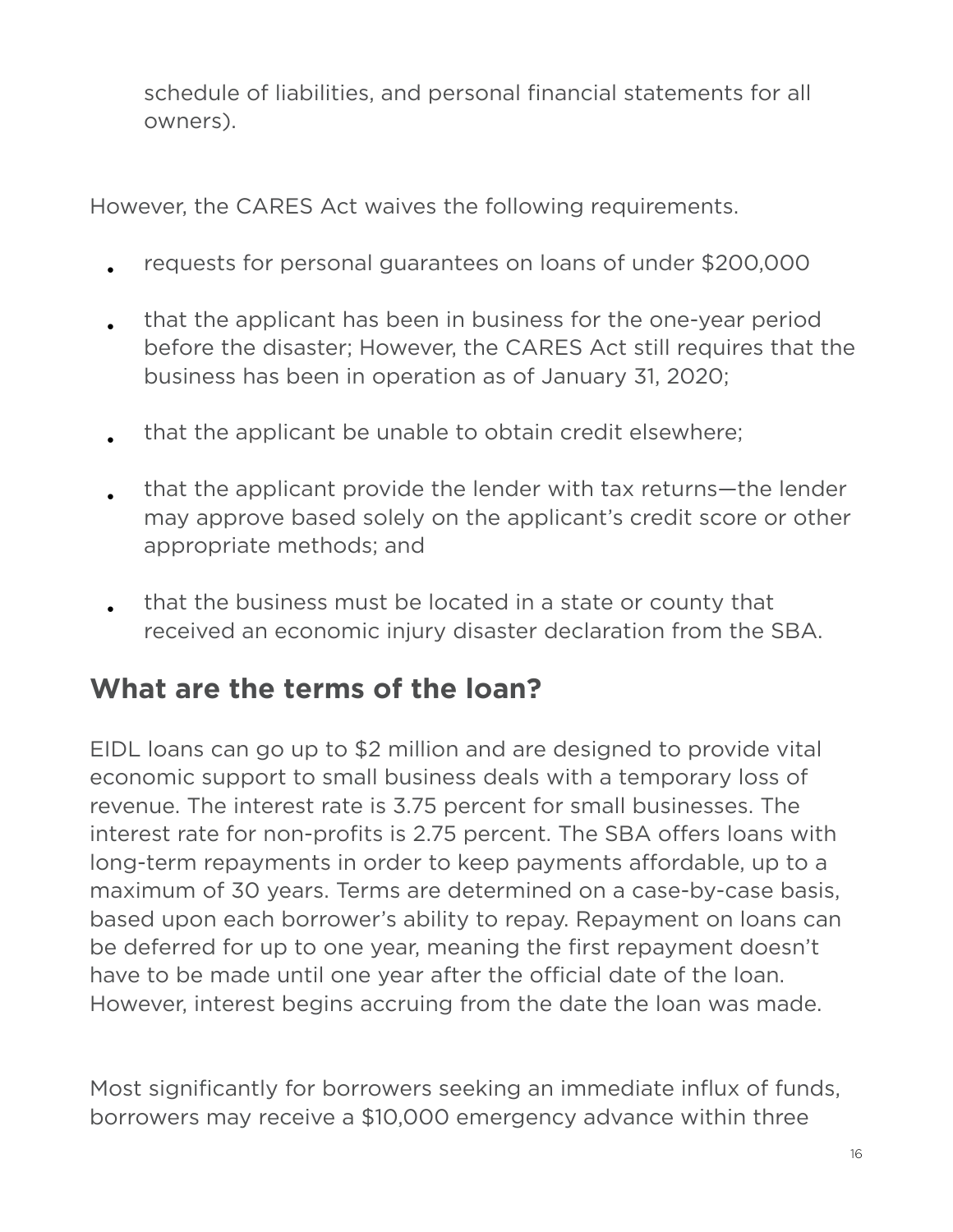schedule of liabilities, and personal financial statements for all owners).

However, the CARES Act waives the following requirements.

- requests for personal guarantees on loans of under $200,000
- that the applicant has been in business for the one-year period before the disaster; However, the CARES Act still requires that the business has been in operation as of January 31, 2020;
- that the applicant be unable to obtain credit elsewhere;
- that the applicant provide the lender with tax returns—the lender may approve based solely on the applicant's credit score or other appropriate methods; and
- that the business must be located in a state or county that received an economic injury disaster declaration from the SBA.

## What are the terms of the loan?

EIDL loans can go up to $2 million and are designed to provide vital economic support to small business deals with a temporary loss of revenue. The interest rate is 3.75 percent for small businesses. The interest rate for non-profits is 2.75 percent. The SBA offers loans with long-term repayments in order to keep payments affordable, up to a maximum of 30 years. Terms are determined on a case-by-case basis, based upon each borrower's ability to repay. Repayment on loans can be deferred for up to one year, meaning the first repayment doesn't have to be made until one year after the official date of the loan. However, interest begins accruing from the date the loan was made.

Most significantly for borrowers seeking an immediate influx of funds, borrowers may receive a $10,000 emergency advance within three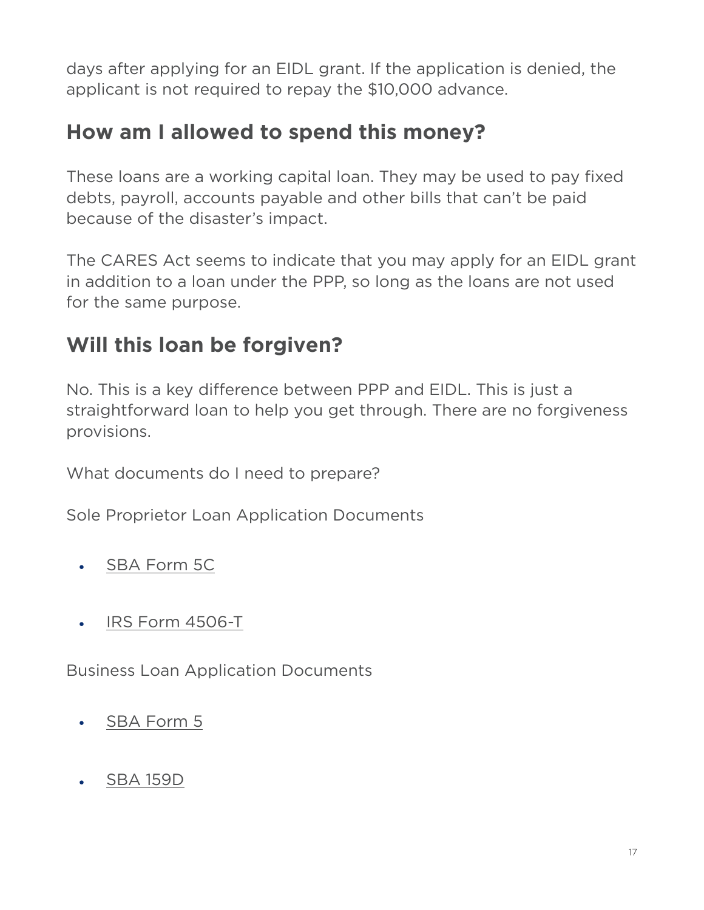days after applying for an EIDL grant. If the application is denied, the applicant is not required to repay the $10,000 advance.

## How am I allowed to spend this money?

These loans are a working capital loan. They may be used to pay fixed debts, payroll, accounts payable and other bills that can't be paid because of the disaster's impact.

The CARES Act seems to indicate that you may apply for an EIDL grant in addition to a loan under the PPP, so long as the loans are not used for the same purpose.

## Will this loan be forgiven?

No. This is a key difference between PPP and EIDL. This is just a straightforward loan to help you get through. There are no forgiveness provisions.

What documents do I need to prepare?

Sole Proprietor Loan Application Documents

- SBA Form 5C
- IRS Form 4506-T

Business Loan Application Documents

- SBA Form 5
- SBA 159D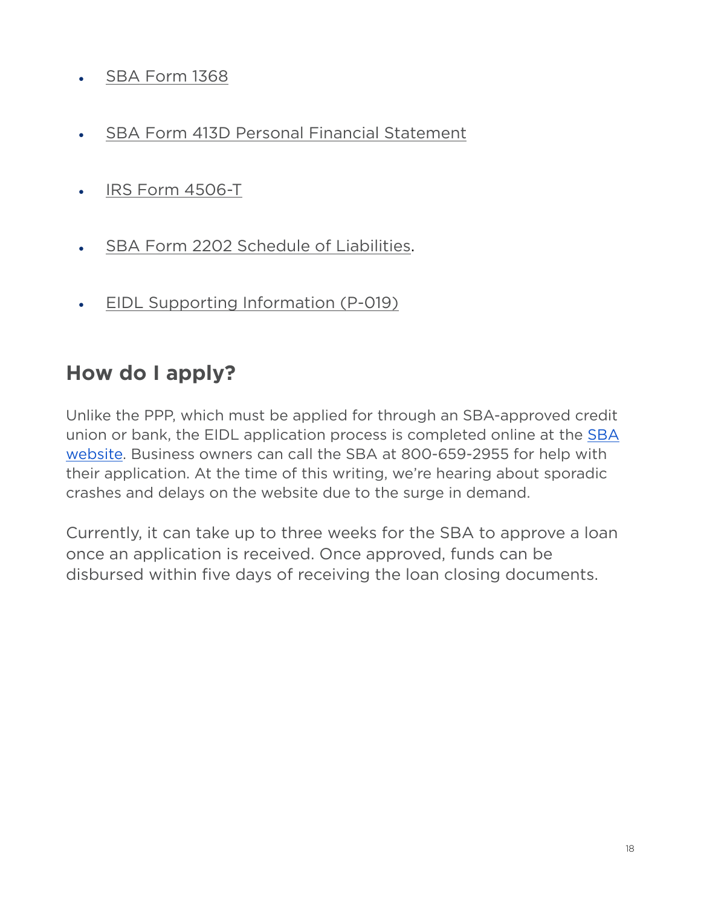- SBA Form 1368
- SBA Form 413D Personal Financial Statement
- IRS Form 4506-T
- SBA Form 2202 Schedule of Liabilities.
- EIDL Supporting Information (P-019)

## How do I apply?

Unlike the PPP, which must be applied for through an SBA-approved credit union or bank, the EIDL application process is completed online at the SBA website. Business owners can call the SBA at 800-659-2955 for help with their application. At the time of this writing, we're hearing about sporadic crashes and delays on the website due to the surge in demand.

Currently, it can take up to three weeks for the SBA to approve a loan once an application is received. Once approved, funds can be disbursed within five days of receiving the loan closing documents.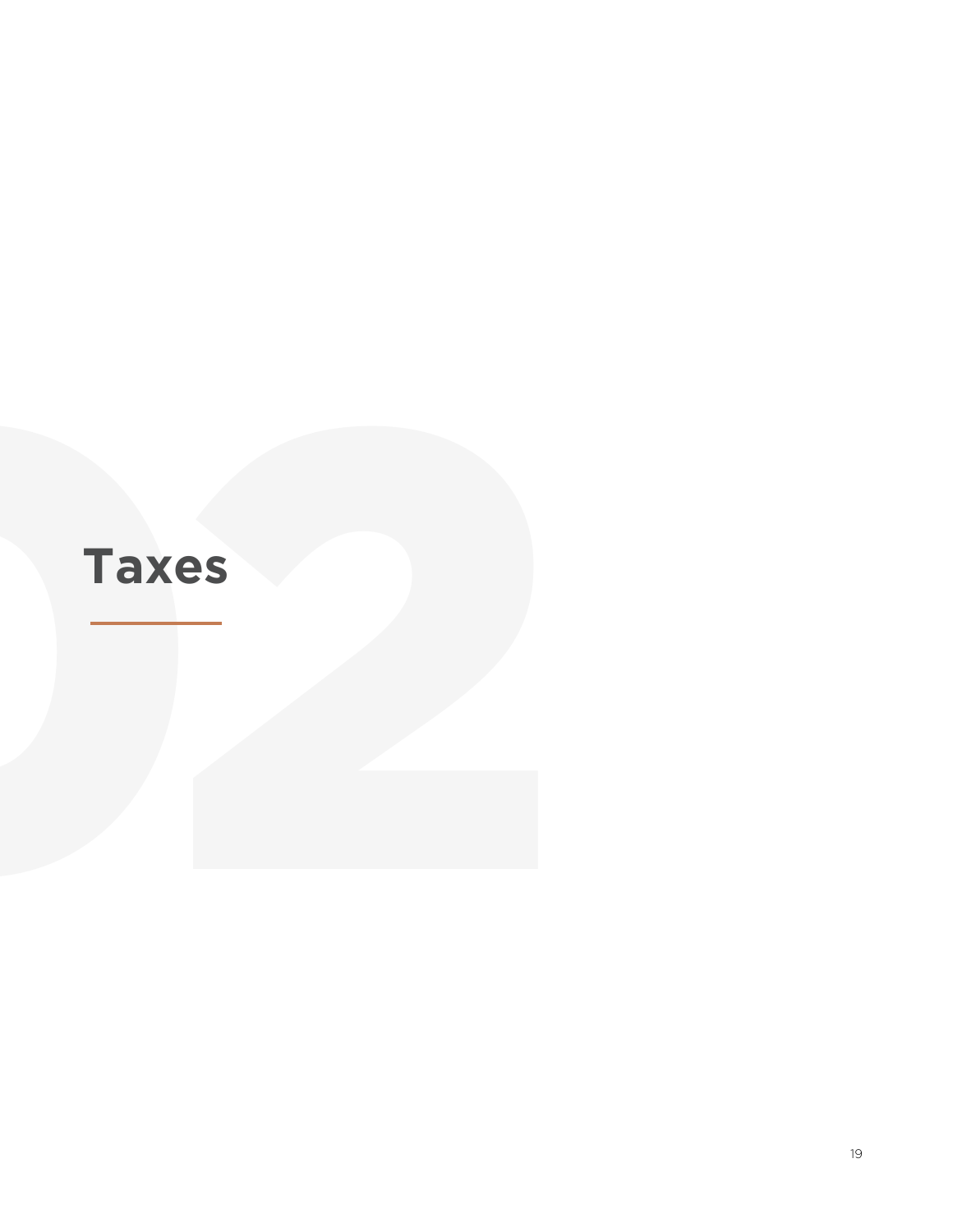# Taxes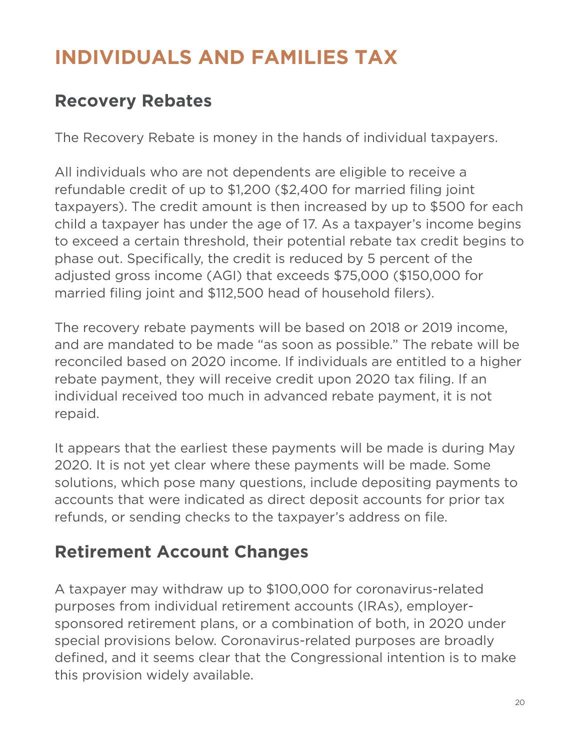# INDIVIDUALS AND FAMILIES TAX

## Recovery Rebates

The Recovery Rebate is money in the hands of individual taxpayers.

All individuals who are not dependents are eligible to receive a refundable credit of up to $1,200 ($2,400 for married filing joint taxpayers). The credit amount is then increased by up to $500 for each child a taxpayer has under the age of 17. As a taxpayer's income begins to exceed a certain threshold, their potential rebate tax credit begins to phase out. Specifically, the credit is reduced by 5 percent of the adjusted gross income (AGI) that exceeds $75,000 ($150,000 for married filing joint and $112,500 head of household filers).

The recovery rebate payments will be based on 2018 or 2019 income, and are mandated to be made "as soon as possible." The rebate will be reconciled based on 2020 income. If individuals are entitled to a higher rebate payment, they will receive credit upon 2020 tax filing. If an individual received too much in advanced rebate payment, it is not repaid.

It appears that the earliest these payments will be made is during May 2020. It is not yet clear where these payments will be made. Some solutions, which pose many questions, include depositing payments to accounts that were indicated as direct deposit accounts for prior tax refunds, or sending checks to the taxpayer's address on file.

## Retirement Account Changes

A taxpayer may withdraw up to $100,000 for coronavirus-related purposes from individual retirement accounts (IRAs), employer-sponsored retirement plans, or a combination of both, in 2020 under special provisions below. Coronavirus-related purposes are broadly defined, and it seems clear that the Congressional intention is to make this provision widely available.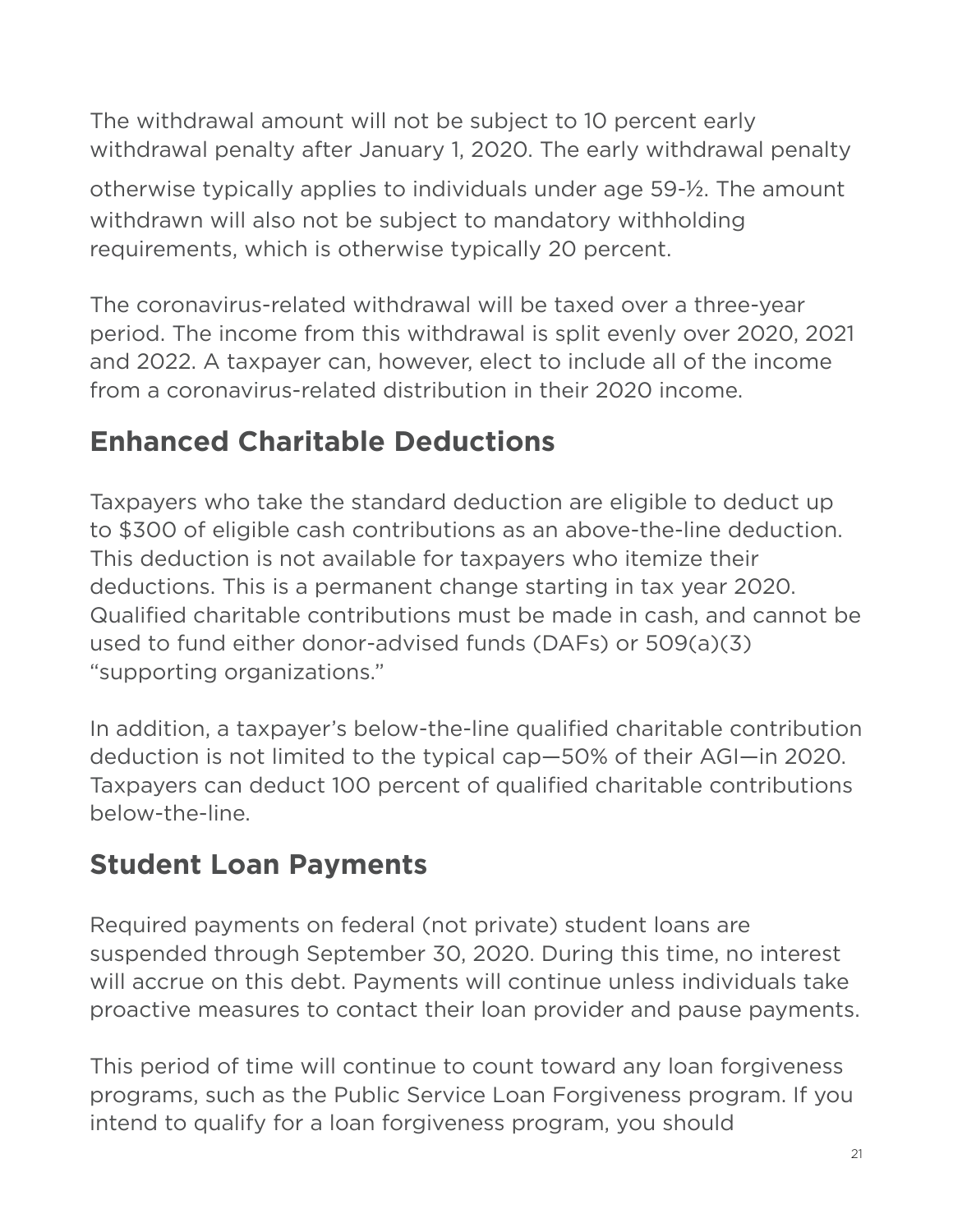The withdrawal amount will not be subject to 10 percent early withdrawal penalty after January 1, 2020. The early withdrawal penalty otherwise typically applies to individuals under age 59-½. The amount withdrawn will also not be subject to mandatory withholding requirements, which is otherwise typically 20 percent.

The coronavirus-related withdrawal will be taxed over a three-year period. The income from this withdrawal is split evenly over 2020, 2021 and 2022. A taxpayer can, however, elect to include all of the income from a coronavirus-related distribution in their 2020 income.

## Enhanced Charitable Deductions

Taxpayers who take the standard deduction are eligible to deduct up to $300 of eligible cash contributions as an above-the-line deduction. This deduction is not available for taxpayers who itemize their deductions. This is a permanent change starting in tax year 2020. Qualified charitable contributions must be made in cash, and cannot be used to fund either donor-advised funds (DAFs) or 509(a)(3) "supporting organizations."

In addition, a taxpayer's below-the-line qualified charitable contribution deduction is not limited to the typical cap—50% of their AGI—in 2020. Taxpayers can deduct 100 percent of qualified charitable contributions below-the-line.

## Student Loan Payments

Required payments on federal (not private) student loans are suspended through September 30, 2020. During this time, no interest will accrue on this debt. Payments will continue unless individuals take proactive measures to contact their loan provider and pause payments.

This period of time will continue to count toward any loan forgiveness programs, such as the Public Service Loan Forgiveness program. If you intend to qualify for a loan forgiveness program, you should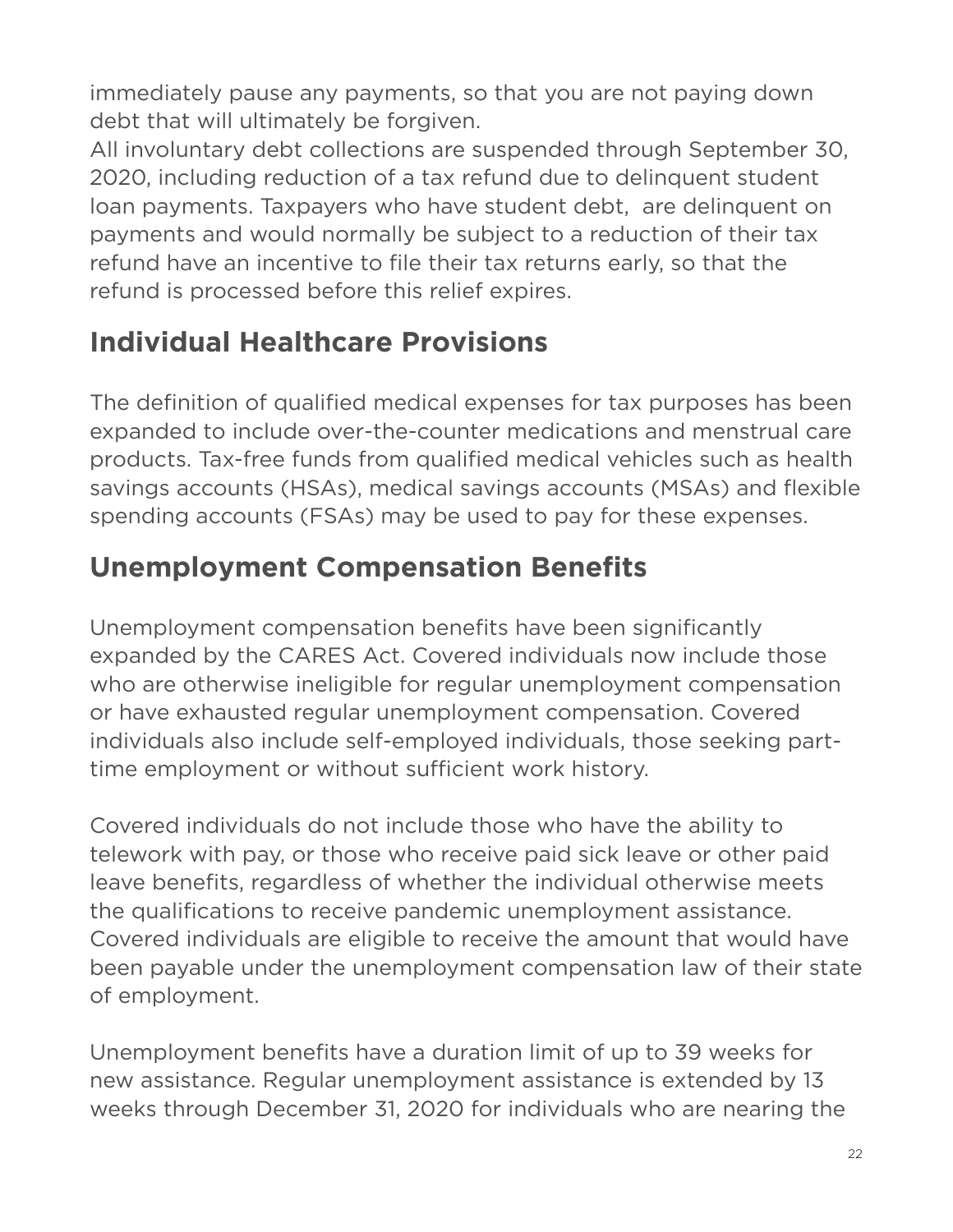immediately pause any payments, so that you are not paying down debt that will ultimately be forgiven.

All involuntary debt collections are suspended through September 30, 2020, including reduction of a tax refund due to delinquent student loan payments. Taxpayers who have student debt,  are delinquent on payments and would normally be subject to a reduction of their tax refund have an incentive to file their tax returns early, so that the refund is processed before this relief expires.

## Individual Healthcare Provisions

The definition of qualified medical expenses for tax purposes has been expanded to include over-the-counter medications and menstrual care products. Tax-free funds from qualified medical vehicles such as health savings accounts (HSAs), medical savings accounts (MSAs) and flexible spending accounts (FSAs) may be used to pay for these expenses.

## Unemployment Compensation Benefits

Unemployment compensation benefits have been significantly expanded by the CARES Act. Covered individuals now include those who are otherwise ineligible for regular unemployment compensation or have exhausted regular unemployment compensation. Covered individuals also include self-employed individuals, those seeking part-time employment or without sufficient work history.

Covered individuals do not include those who have the ability to telework with pay, or those who receive paid sick leave or other paid leave benefits, regardless of whether the individual otherwise meets the qualifications to receive pandemic unemployment assistance. Covered individuals are eligible to receive the amount that would have been payable under the unemployment compensation law of their state of employment.

Unemployment benefits have a duration limit of up to 39 weeks for new assistance. Regular unemployment assistance is extended by 13 weeks through December 31, 2020 for individuals who are nearing the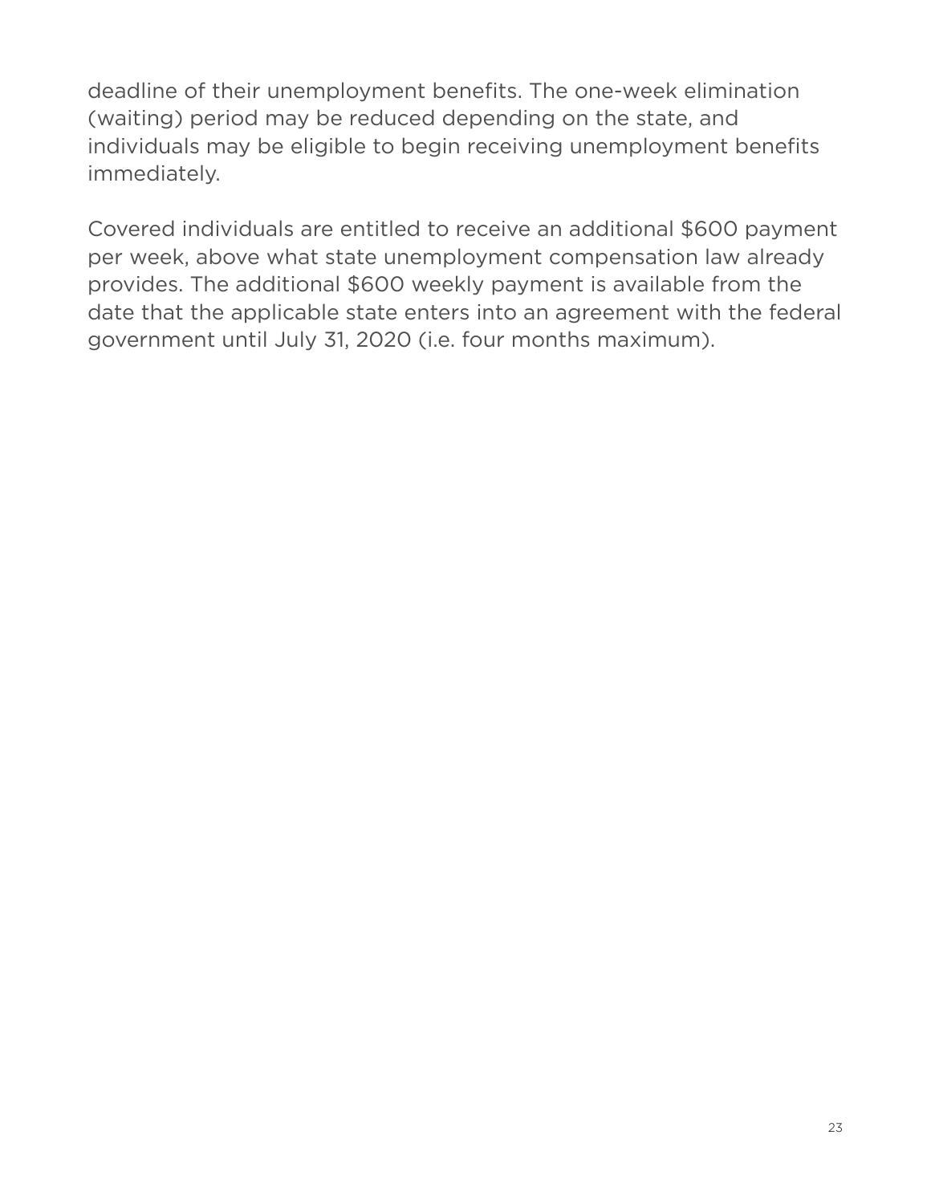deadline of their unemployment benefits. The one-week elimination (waiting) period may be reduced depending on the state, and individuals may be eligible to begin receiving unemployment benefits immediately.

Covered individuals are entitled to receive an additional $600 payment per week, above what state unemployment compensation law already provides. The additional $600 weekly payment is available from the date that the applicable state enters into an agreement with the federal government until July 31, 2020 (i.e. four months maximum).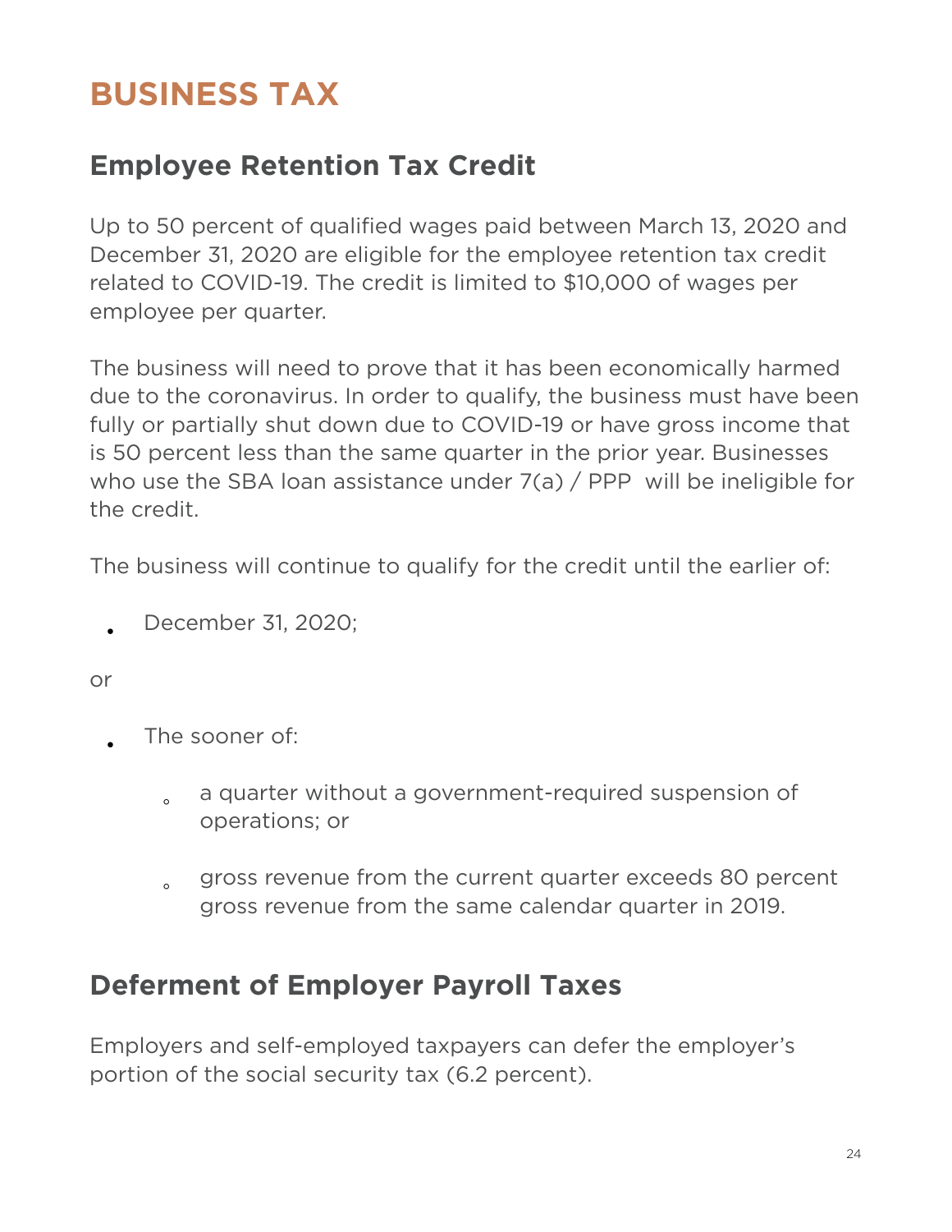# BUSINESS TAX

## Employee Retention Tax Credit

Up to 50 percent of qualified wages paid between March 13, 2020 and December 31, 2020 are eligible for the employee retention tax credit related to COVID-19. The credit is limited to $10,000 of wages per employee per quarter.

The business will need to prove that it has been economically harmed due to the coronavirus. In order to qualify, the business must have been fully or partially shut down due to COVID-19 or have gross income that is 50 percent less than the same quarter in the prior year. Businesses who use the SBA loan assistance under 7(a) / PPP will be ineligible for the credit.

The business will continue to qualify for the credit until the earlier of:

- December 31, 2020;

or

- The sooner of:
  - a quarter without a government-required suspension of operations; or
  - gross revenue from the current quarter exceeds 80 percent gross revenue from the same calendar quarter in 2019.

## Deferment of Employer Payroll Taxes

Employers and self-employed taxpayers can defer the employer's portion of the social security tax (6.2 percent).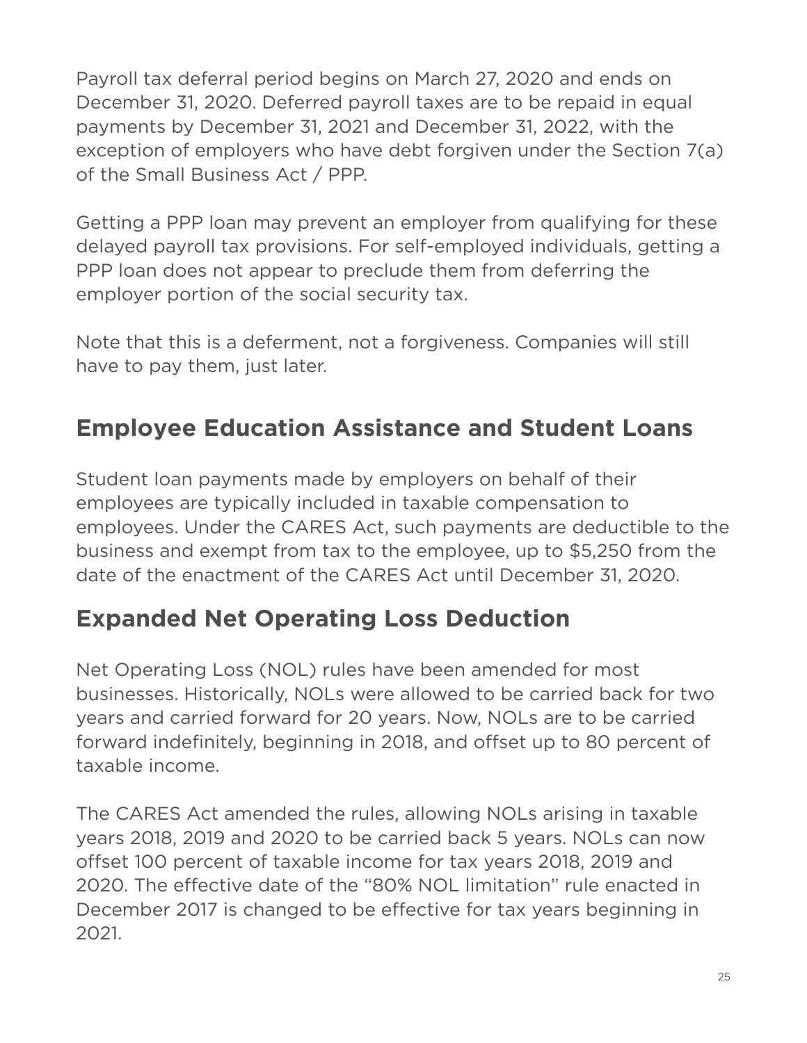Payroll tax deferral period begins on March 27, 2020 and ends on December 31, 2020. Deferred payroll taxes are to be repaid in equal payments by December 31, 2021 and December 31, 2022, with the exception of employers who have debt forgiven under the Section 7(a) of the Small Business Act / PPP.

Getting a PPP loan may prevent an employer from qualifying for these delayed payroll tax provisions. For self-employed individuals, getting a PPP loan does not appear to preclude them from deferring the employer portion of the social security tax.

Note that this is a deferment, not a forgiveness. Companies will still have to pay them, just later.

## Employee Education Assistance and Student Loans

Student loan payments made by employers on behalf of their employees are typically included in taxable compensation to employees. Under the CARES Act, such payments are deductible to the business and exempt from tax to the employee, up to $5,250 from the date of the enactment of the CARES Act until December 31, 2020.

## Expanded Net Operating Loss Deduction

Net Operating Loss (NOL) rules have been amended for most businesses. Historically, NOLs were allowed to be carried back for two years and carried forward for 20 years. Now, NOLs are to be carried forward indefinitely, beginning in 2018, and offset up to 80 percent of taxable income.

The CARES Act amended the rules, allowing NOLs arising in taxable years 2018, 2019 and 2020 to be carried back 5 years. NOLs can now offset 100 percent of taxable income for tax years 2018, 2019 and 2020. The effective date of the "80% NOL limitation" rule enacted in December 2017 is changed to be effective for tax years beginning in 2021.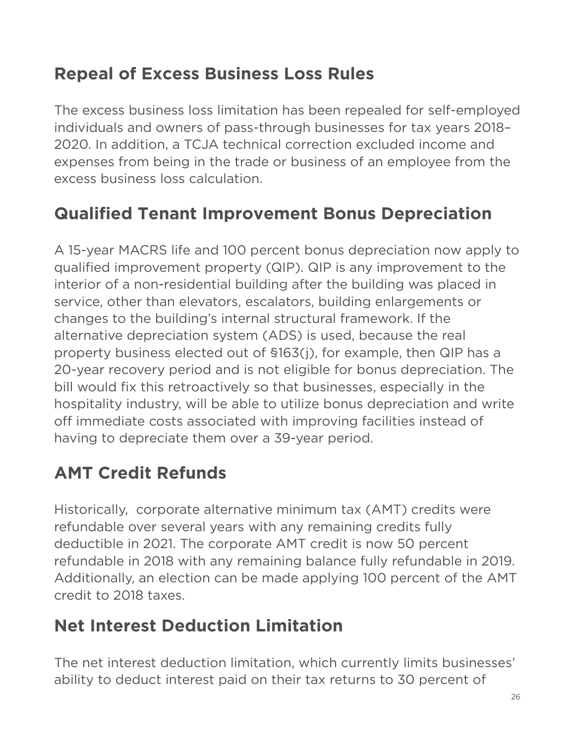## Repeal of Excess Business Loss Rules

The excess business loss limitation has been repealed for self-employed individuals and owners of pass-through businesses for tax years 2018–2020. In addition, a TCJA technical correction excluded income and expenses from being in the trade or business of an employee from the excess business loss calculation.

## Qualified Tenant Improvement Bonus Depreciation

A 15-year MACRS life and 100 percent bonus depreciation now apply to qualified improvement property (QIP). QIP is any improvement to the interior of a non-residential building after the building was placed in service, other than elevators, escalators, building enlargements or changes to the building's internal structural framework. If the alternative depreciation system (ADS) is used, because the real property business elected out of §163(j), for example, then QIP has a 20-year recovery period and is not eligible for bonus depreciation. The bill would fix this retroactively so that businesses, especially in the hospitality industry, will be able to utilize bonus depreciation and write off immediate costs associated with improving facilities instead of having to depreciate them over a 39-year period.

## AMT Credit Refunds

Historically, corporate alternative minimum tax (AMT) credits were refundable over several years with any remaining credits fully deductible in 2021. The corporate AMT credit is now 50 percent refundable in 2018 with any remaining balance fully refundable in 2019. Additionally, an election can be made applying 100 percent of the AMT credit to 2018 taxes.

## Net Interest Deduction Limitation

The net interest deduction limitation, which currently limits businesses' ability to deduct interest paid on their tax returns to 30 percent of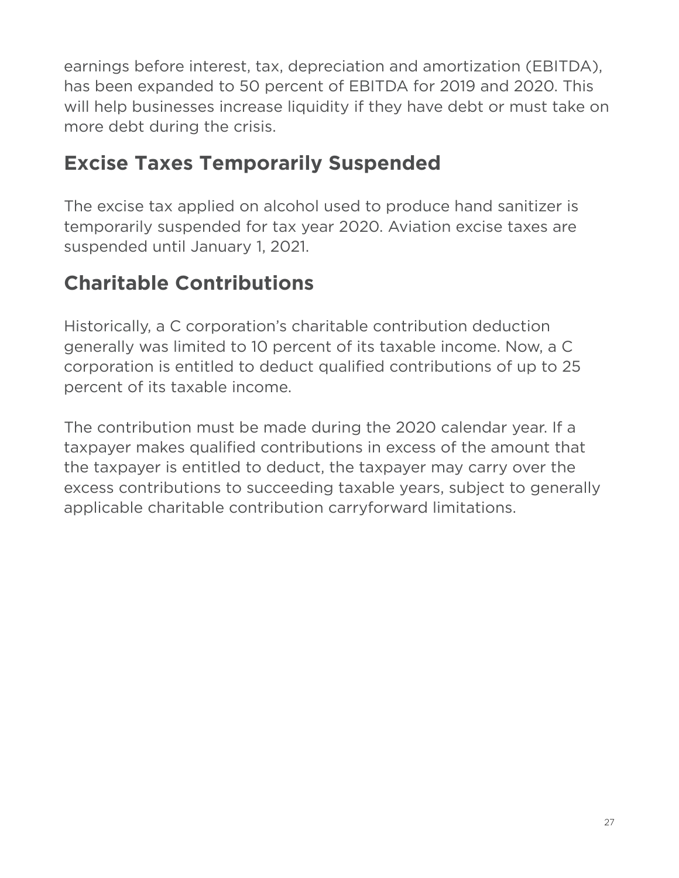earnings before interest, tax, depreciation and amortization (EBITDA), has been expanded to 50 percent of EBITDA for 2019 and 2020. This will help businesses increase liquidity if they have debt or must take on more debt during the crisis.

## Excise Taxes Temporarily Suspended

The excise tax applied on alcohol used to produce hand sanitizer is temporarily suspended for tax year 2020. Aviation excise taxes are suspended until January 1, 2021.

## Charitable Contributions

Historically, a C corporation's charitable contribution deduction generally was limited to 10 percent of its taxable income. Now, a C corporation is entitled to deduct qualified contributions of up to 25 percent of its taxable income.

The contribution must be made during the 2020 calendar year. If a taxpayer makes qualified contributions in excess of the amount that the taxpayer is entitled to deduct, the taxpayer may carry over the excess contributions to succeeding taxable years, subject to generally applicable charitable contribution carryforward limitations.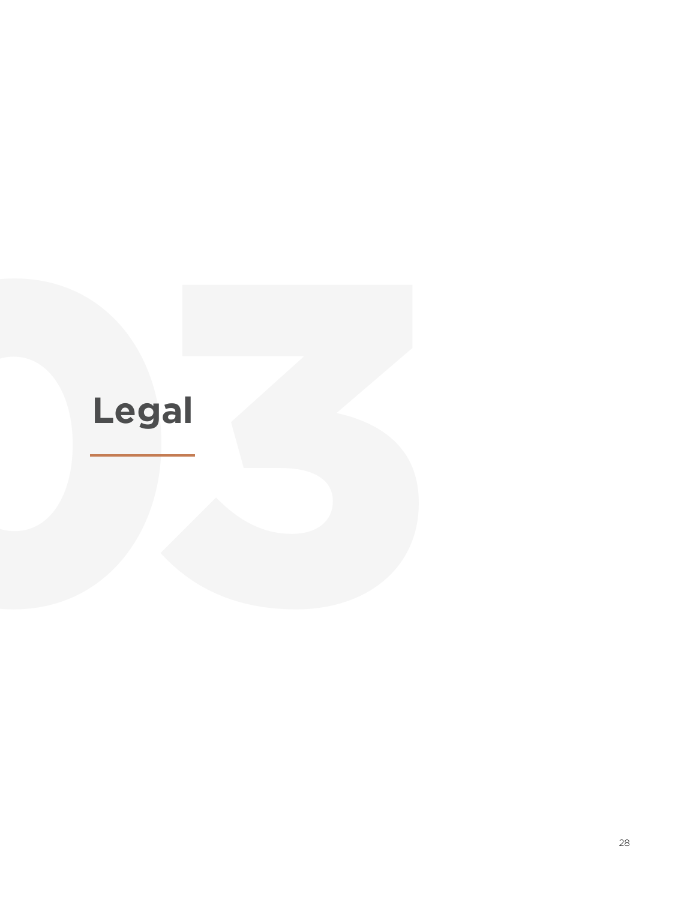# Legal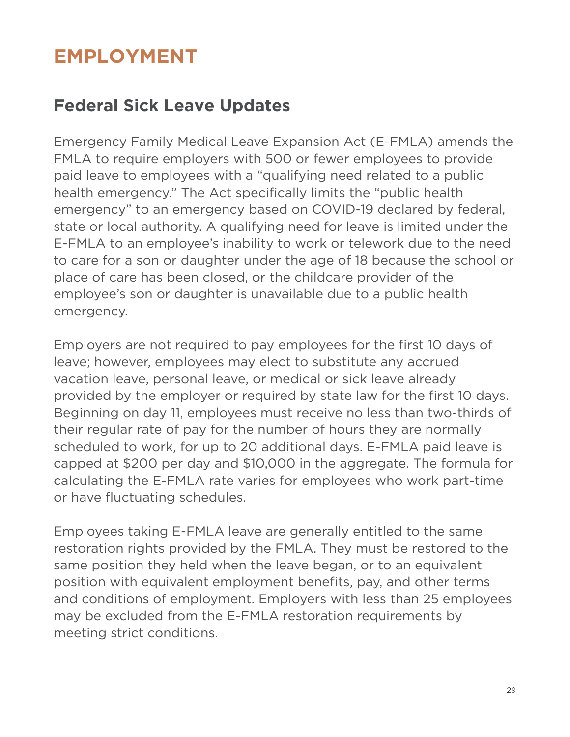# EMPLOYMENT

## Federal Sick Leave Updates

Emergency Family Medical Leave Expansion Act (E-FMLA) amends the FMLA to require employers with 500 or fewer employees to provide paid leave to employees with a "qualifying need related to a public health emergency." The Act specifically limits the "public health emergency" to an emergency based on COVID-19 declared by federal, state or local authority. A qualifying need for leave is limited under the E-FMLA to an employee's inability to work or telework due to the need to care for a son or daughter under the age of 18 because the school or place of care has been closed, or the childcare provider of the employee's son or daughter is unavailable due to a public health emergency.

Employers are not required to pay employees for the first 10 days of leave; however, employees may elect to substitute any accrued vacation leave, personal leave, or medical or sick leave already provided by the employer or required by state law for the first 10 days. Beginning on day 11, employees must receive no less than two-thirds of their regular rate of pay for the number of hours they are normally scheduled to work, for up to 20 additional days. E-FMLA paid leave is capped at $200 per day and $10,000 in the aggregate. The formula for calculating the E-FMLA rate varies for employees who work part-time or have fluctuating schedules.

Employees taking E-FMLA leave are generally entitled to the same restoration rights provided by the FMLA. They must be restored to the same position they held when the leave began, or to an equivalent position with equivalent employment benefits, pay, and other terms and conditions of employment. Employers with less than 25 employees may be excluded from the E-FMLA restoration requirements by meeting strict conditions.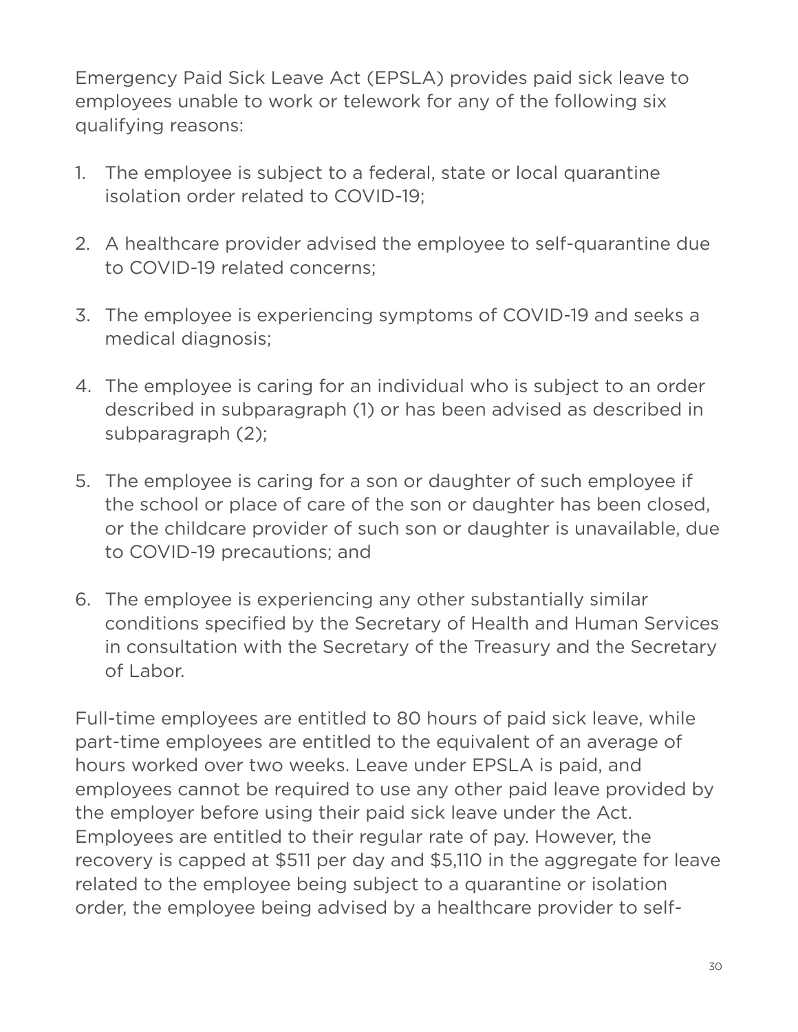Emergency Paid Sick Leave Act (EPSLA) provides paid sick leave to employees unable to work or telework for any of the following six qualifying reasons:

1. The employee is subject to a federal, state or local quarantine isolation order related to COVID-19;

2. A healthcare provider advised the employee to self-quarantine due to COVID-19 related concerns;

3. The employee is experiencing symptoms of COVID-19 and seeks a medical diagnosis;

4. The employee is caring for an individual who is subject to an order described in subparagraph (1) or has been advised as described in subparagraph (2);

5. The employee is caring for a son or daughter of such employee if the school or place of care of the son or daughter has been closed, or the childcare provider of such son or daughter is unavailable, due to COVID-19 precautions; and

6. The employee is experiencing any other substantially similar conditions specified by the Secretary of Health and Human Services in consultation with the Secretary of the Treasury and the Secretary of Labor.

Full-time employees are entitled to 80 hours of paid sick leave, while part-time employees are entitled to the equivalent of an average of hours worked over two weeks. Leave under EPSLA is paid, and employees cannot be required to use any other paid leave provided by the employer before using their paid sick leave under the Act. Employees are entitled to their regular rate of pay. However, the recovery is capped at $511 per day and $5,110 in the aggregate for leave related to the employee being subject to a quarantine or isolation order, the employee being advised by a healthcare provider to self-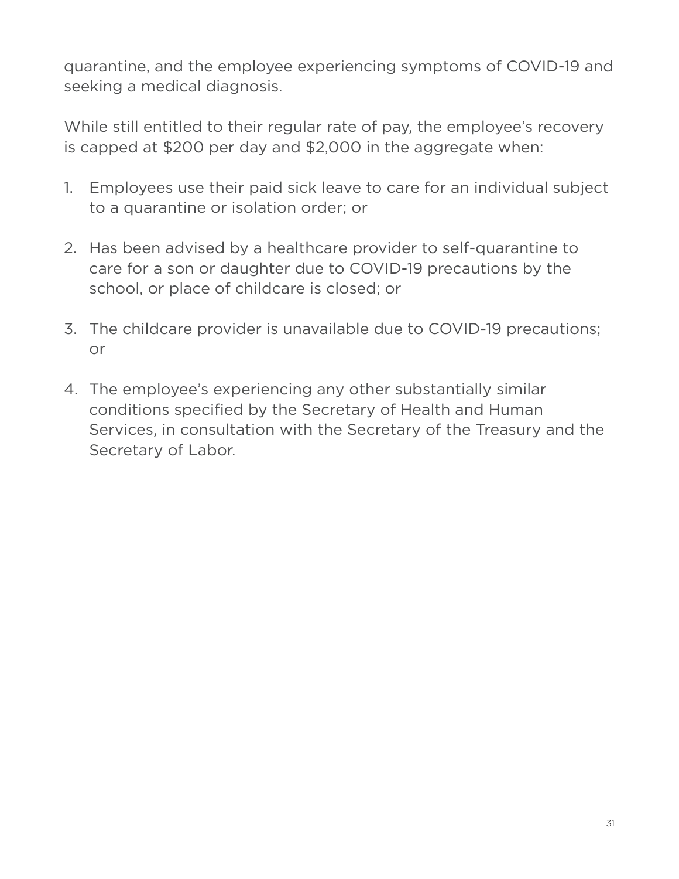quarantine, and the employee experiencing symptoms of COVID-19 and seeking a medical diagnosis.

While still entitled to their regular rate of pay, the employee's recovery is capped at $200 per day and $2,000 in the aggregate when:

1. Employees use their paid sick leave to care for an individual subject to a quarantine or isolation order; or

2. Has been advised by a healthcare provider to self-quarantine to care for a son or daughter due to COVID-19 precautions by the school, or place of childcare is closed; or

3. The childcare provider is unavailable due to COVID-19 precautions; or

4. The employee's experiencing any other substantially similar conditions specified by the Secretary of Health and Human Services, in consultation with the Secretary of the Treasury and the Secretary of Labor.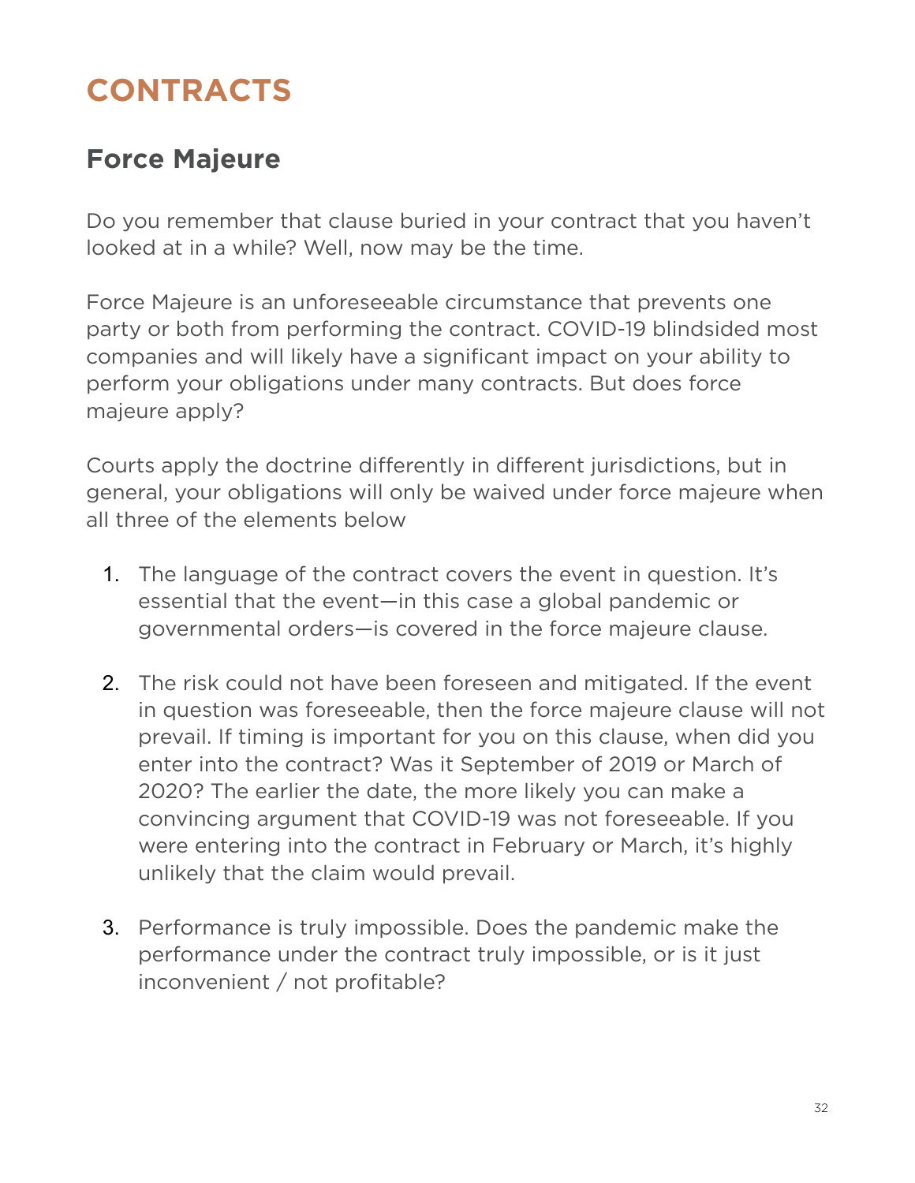# CONTRACTS

## Force Majeure

Do you remember that clause buried in your contract that you haven't looked at in a while? Well, now may be the time.

Force Majeure is an unforeseeable circumstance that prevents one party or both from performing the contract. COVID-19 blindsided most companies and will likely have a significant impact on your ability to perform your obligations under many contracts. But does force majeure apply?

Courts apply the doctrine differently in different jurisdictions, but in general, your obligations will only be waived under force majeure when all three of the elements below

1. The language of the contract covers the event in question. It's essential that the event—in this case a global pandemic or governmental orders—is covered in the force majeure clause.

2. The risk could not have been foreseen and mitigated. If the event in question was foreseeable, then the force majeure clause will not prevail. If timing is important for you on this clause, when did you enter into the contract? Was it September of 2019 or March of 2020? The earlier the date, the more likely you can make a convincing argument that COVID-19 was not foreseeable. If you were entering into the contract in February or March, it's highly unlikely that the claim would prevail.

3. Performance is truly impossible. Does the pandemic make the performance under the contract truly impossible, or is it just inconvenient / not profitable?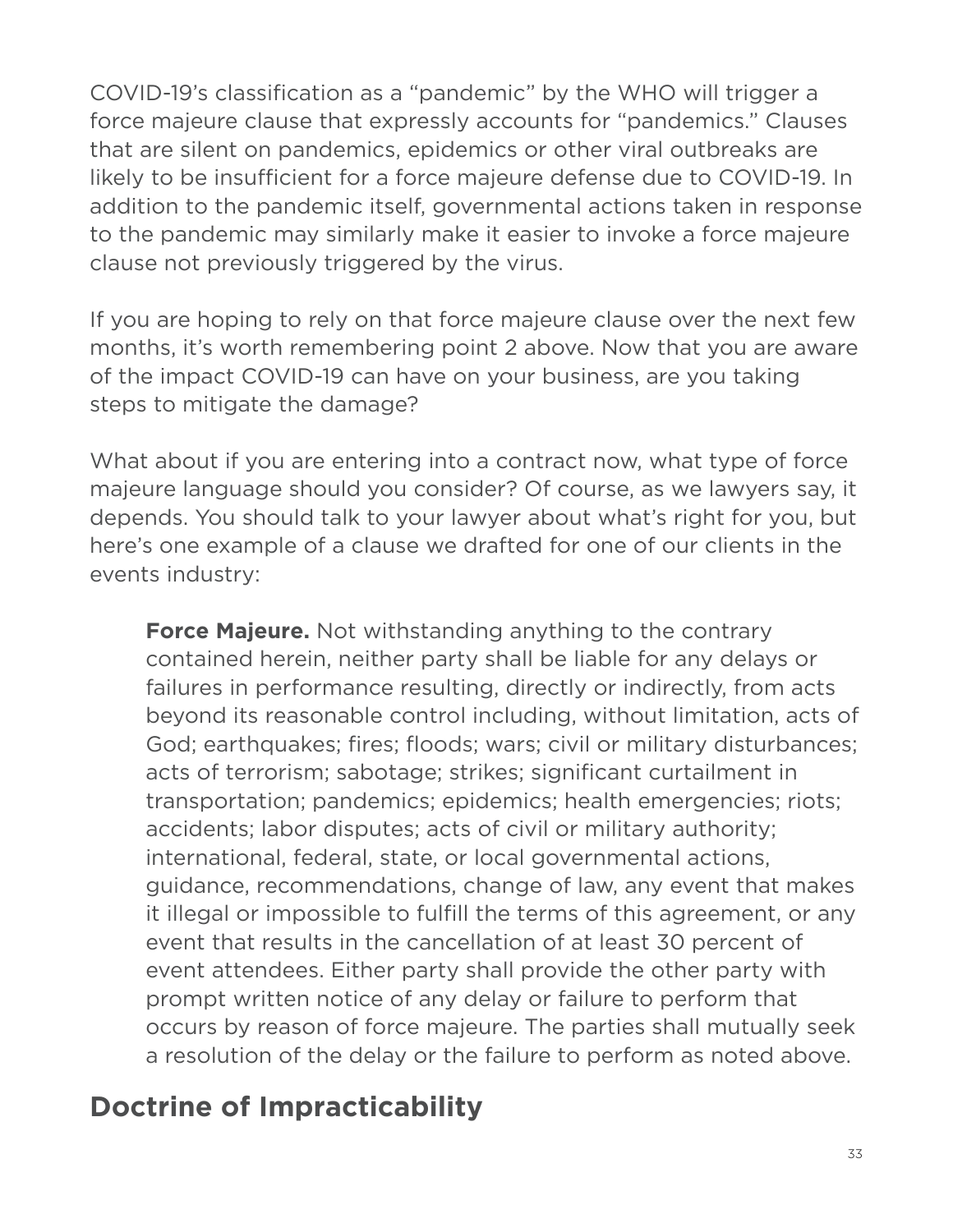COVID-19's classification as a "pandemic" by the WHO will trigger a force majeure clause that expressly accounts for "pandemics." Clauses that are silent on pandemics, epidemics or other viral outbreaks are likely to be insufficient for a force majeure defense due to COVID-19. In addition to the pandemic itself, governmental actions taken in response to the pandemic may similarly make it easier to invoke a force majeure clause not previously triggered by the virus.

If you are hoping to rely on that force majeure clause over the next few months, it's worth remembering point 2 above. Now that you are aware of the impact COVID-19 can have on your business, are you taking steps to mitigate the damage?

What about if you are entering into a contract now, what type of force majeure language should you consider? Of course, as we lawyers say, it depends. You should talk to your lawyer about what's right for you, but here's one example of a clause we drafted for one of our clients in the events industry:

> **Force Majeure.** Not withstanding anything to the contrary contained herein, neither party shall be liable for any delays or failures in performance resulting, directly or indirectly, from acts beyond its reasonable control including, without limitation, acts of God; earthquakes; fires; floods; wars; civil or military disturbances; acts of terrorism; sabotage; strikes; significant curtailment in transportation; pandemics; epidemics; health emergencies; riots; accidents; labor disputes; acts of civil or military authority; international, federal, state, or local governmental actions, guidance, recommendations, change of law, any event that makes it illegal or impossible to fulfill the terms of this agreement, or any event that results in the cancellation of at least 30 percent of event attendees. Either party shall provide the other party with prompt written notice of any delay or failure to perform that occurs by reason of force majeure. The parties shall mutually seek a resolution of the delay or the failure to perform as noted above.

## Doctrine of Impracticability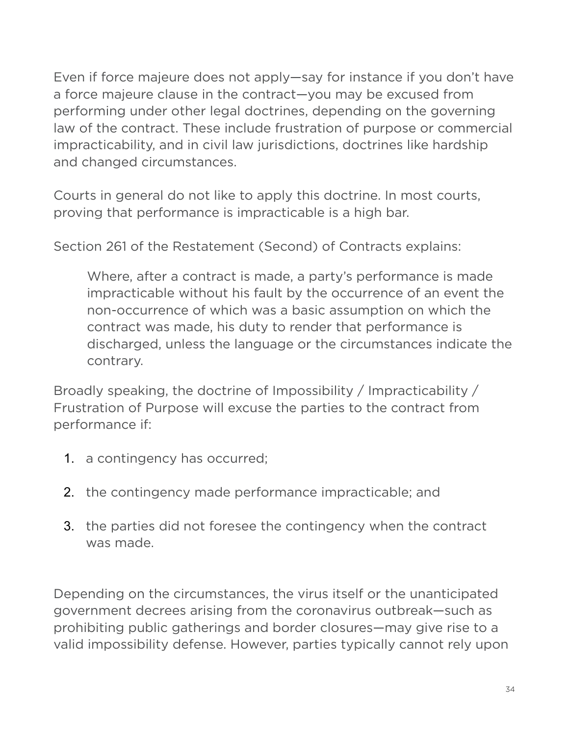Even if force majeure does not apply—say for instance if you don't have a force majeure clause in the contract—you may be excused from performing under other legal doctrines, depending on the governing law of the contract. These include frustration of purpose or commercial impracticability, and in civil law jurisdictions, doctrines like hardship and changed circumstances.

Courts in general do not like to apply this doctrine. In most courts, proving that performance is impracticable is a high bar.

Section 261 of the Restatement (Second) of Contracts explains:

> Where, after a contract is made, a party's performance is made impracticable without his fault by the occurrence of an event the non-occurrence of which was a basic assumption on which the contract was made, his duty to render that performance is discharged, unless the language or the circumstances indicate the contrary.

Broadly speaking, the doctrine of Impossibility / Impracticability / Frustration of Purpose will excuse the parties to the contract from performance if:

1. a contingency has occurred;
2. the contingency made performance impracticable; and
3. the parties did not foresee the contingency when the contract was made.

Depending on the circumstances, the virus itself or the unanticipated government decrees arising from the coronavirus outbreak—such as prohibiting public gatherings and border closures—may give rise to a valid impossibility defense. However, parties typically cannot rely upon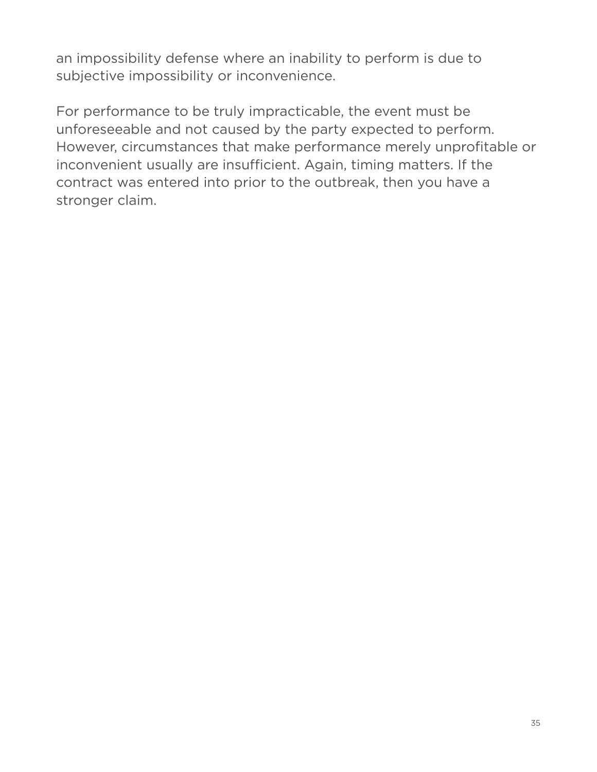an impossibility defense where an inability to perform is due to subjective impossibility or inconvenience.

For performance to be truly impracticable, the event must be unforeseeable and not caused by the party expected to perform. However, circumstances that make performance merely unprofitable or inconvenient usually are insufficient. Again, timing matters. If the contract was entered into prior to the outbreak, then you have a stronger claim.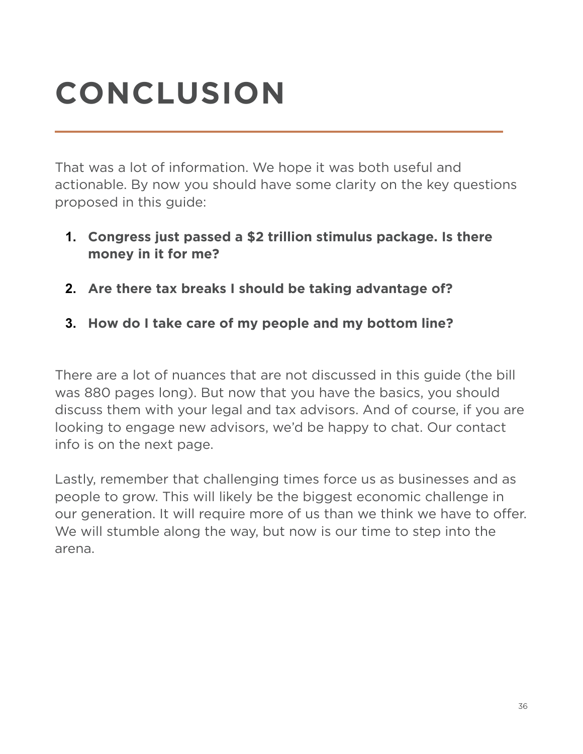# CONCLUSION

That was a lot of information. We hope it was both useful and actionable. By now you should have some clarity on the key questions proposed in this guide:

1. **Congress just passed a $2 trillion stimulus package. Is there money in it for me?**
2. **Are there tax breaks I should be taking advantage of?**
3. **How do I take care of my people and my bottom line?**

There are a lot of nuances that are not discussed in this guide (the bill was 880 pages long). But now that you have the basics, you should discuss them with your legal and tax advisors. And of course, if you are looking to engage new advisors, we'd be happy to chat. Our contact info is on the next page.

Lastly, remember that challenging times force us as businesses and as people to grow. This will likely be the biggest economic challenge in our generation. It will require more of us than we think we have to offer. We will stumble along the way, but now is our time to step into the arena.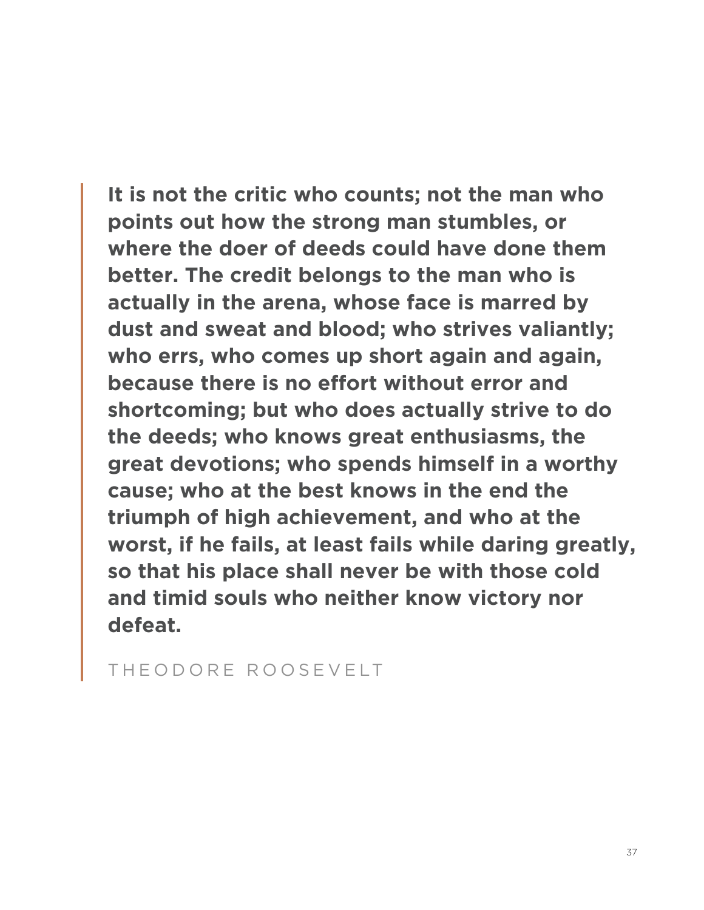> **It is not the critic who counts; not the man who points out how the strong man stumbles, or where the doer of deeds could have done them better. The credit belongs to the man who is actually in the arena, whose face is marred by dust and sweat and blood; who strives valiantly; who errs, who comes up short again and again, because there is no effort without error and shortcoming; but who does actually strive to do the deeds; who knows great enthusiasms, the great devotions; who spends himself in a worthy cause; who at the best knows in the end the triumph of high achievement, and who at the worst, if he fails, at least fails while daring greatly, so that his place shall never be with those cold and timid souls who neither know victory nor defeat.**
>
> THEODORE ROOSEVELT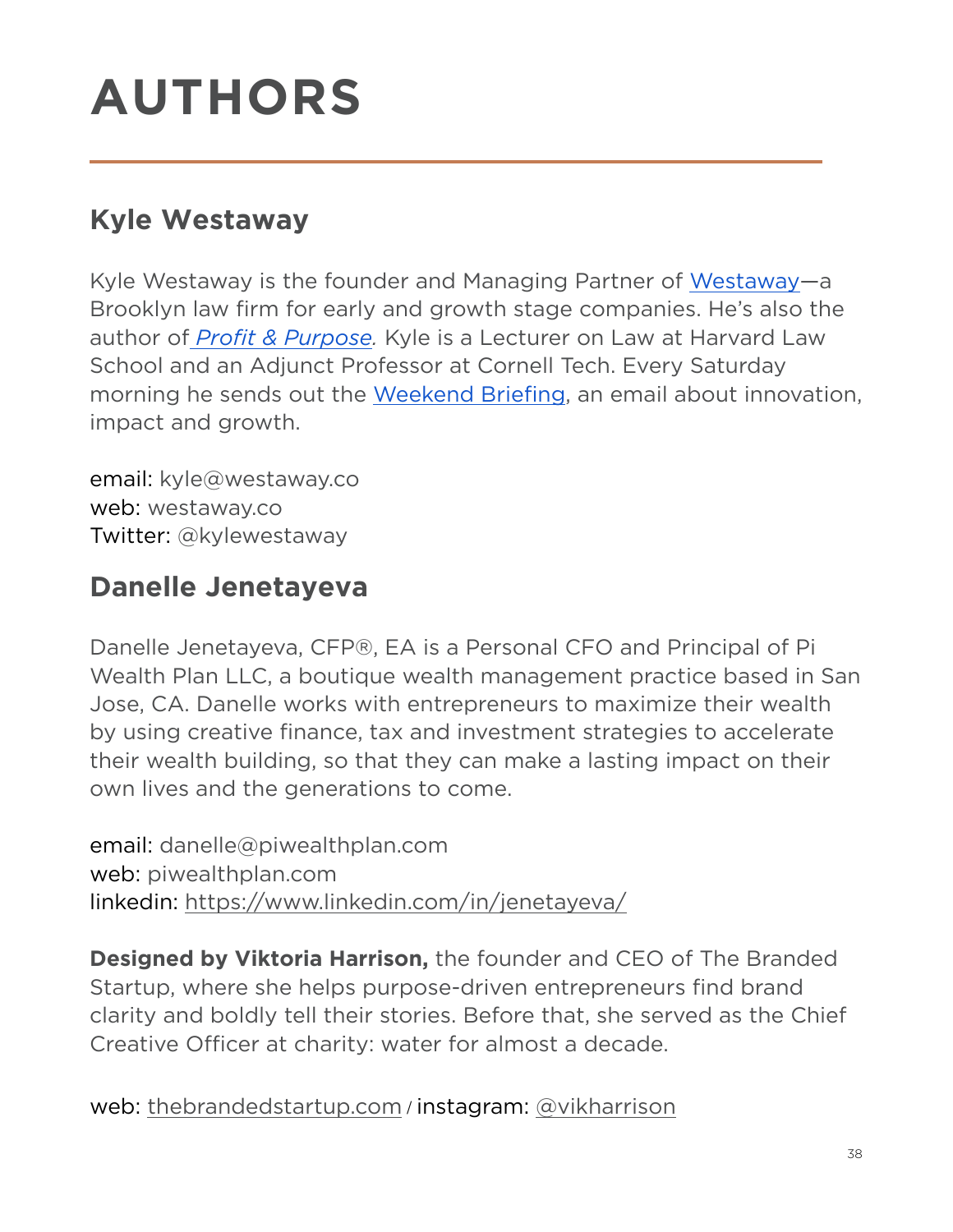# AUTHORS

## Kyle Westaway

Kyle Westaway is the founder and Managing Partner of Westaway—a Brooklyn law firm for early and growth stage companies. He's also the author of *Profit & Purpose*. Kyle is a Lecturer on Law at Harvard Law School and an Adjunct Professor at Cornell Tech. Every Saturday morning he sends out the Weekend Briefing, an email about innovation, impact and growth.

email: kyle@westaway.co
web: westaway.co
Twitter: @kylewestaway

## Danelle Jenetayeva

Danelle Jenetayeva, CFP®, EA is a Personal CFO and Principal of Pi Wealth Plan LLC, a boutique wealth management practice based in San Jose, CA. Danelle works with entrepreneurs to maximize their wealth by using creative finance, tax and investment strategies to accelerate their wealth building, so that they can make a lasting impact on their own lives and the generations to come.

email: danelle@piwealthplan.com
web: piwealthplan.com
linkedin: https://www.linkedin.com/in/jenetayeva/

**Designed by Viktoria Harrison,** the founder and CEO of The Branded Startup, where she helps purpose-driven entrepreneurs find brand clarity and boldly tell their stories. Before that, she served as the Chief Creative Officer at charity: water for almost a decade.

web: thebrandedstartup.com / instagram: @vikharrison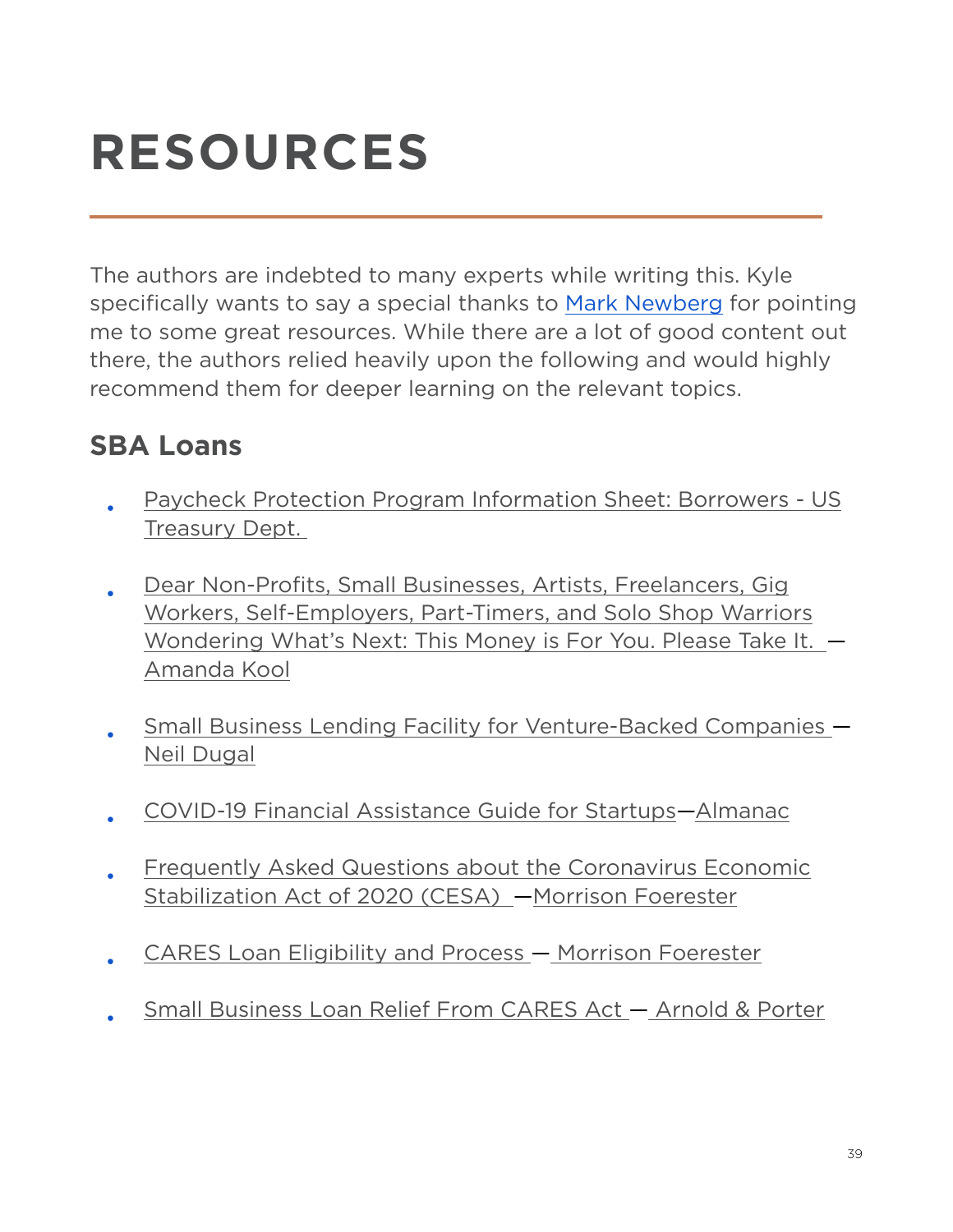# RESOURCES

The authors are indebted to many experts while writing this. Kyle specifically wants to say a special thanks to Mark Newberg for pointing me to some great resources. While there are a lot of good content out there, the authors relied heavily upon the following and would highly recommend them for deeper learning on the relevant topics.

## SBA Loans

- Paycheck Protection Program Information Sheet: Borrowers - US Treasury Dept.
- Dear Non-Profits, Small Businesses, Artists, Freelancers, Gig Workers, Self-Employers, Part-Timers, and Solo Shop Warriors Wondering What's Next: This Money is For You. Please Take It. — Amanda Kool
- Small Business Lending Facility for Venture-Backed Companies — Neil Dugal
- COVID-19 Financial Assistance Guide for Startups—Almanac
- Frequently Asked Questions about the Coronavirus Economic Stabilization Act of 2020 (CESA) —Morrison Foerester
- CARES Loan Eligibility and Process — Morrison Foerester
- Small Business Loan Relief From CARES Act — Arnold & Porter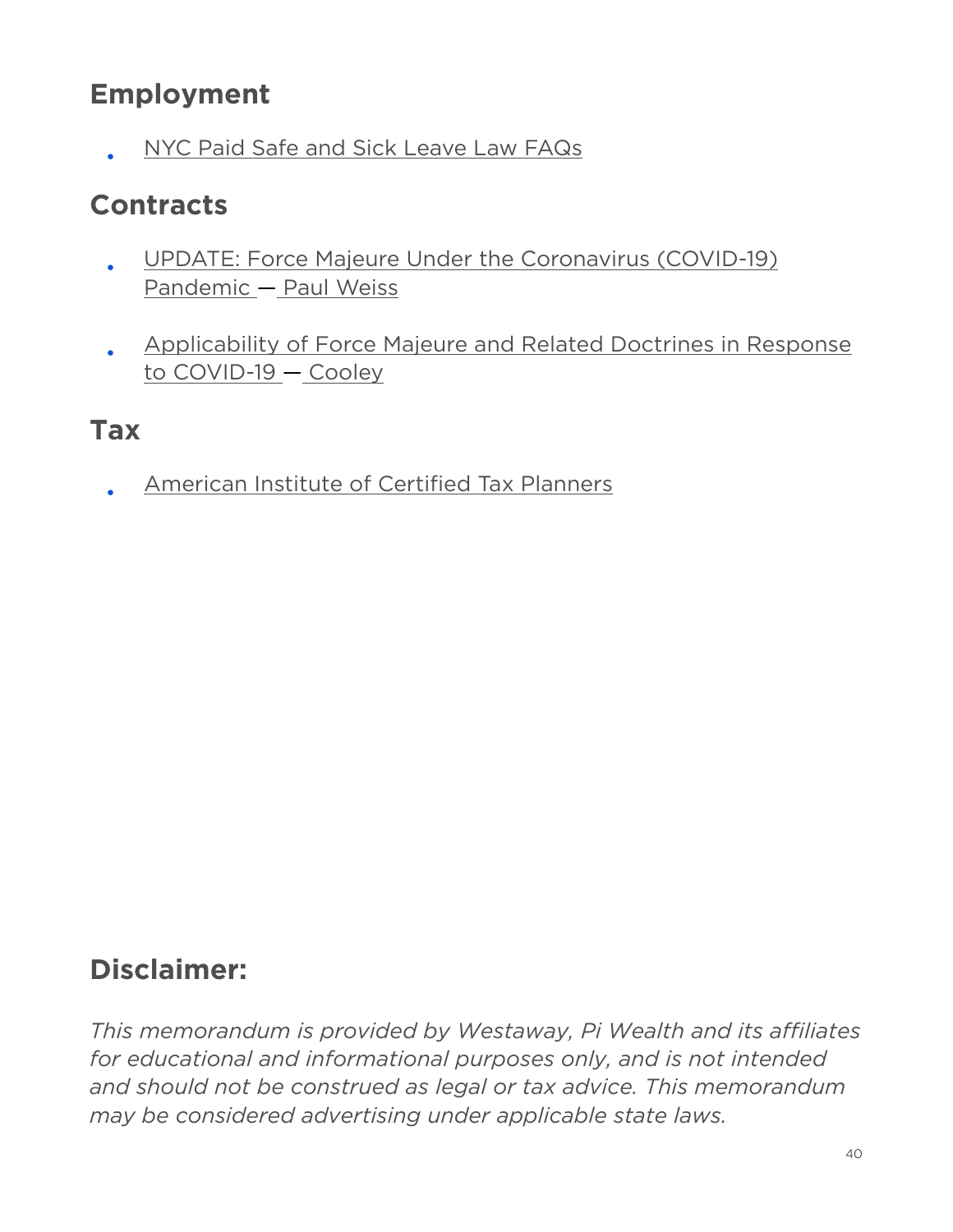## Employment

- NYC Paid Safe and Sick Leave Law FAQs

## Contracts

- UPDATE: Force Majeure Under the Coronavirus (COVID-19) Pandemic — Paul Weiss
- Applicability of Force Majeure and Related Doctrines in Response to COVID-19 — Cooley

## Tax

- American Institute of Certified Tax Planners

## Disclaimer:

*This memorandum is provided by Westaway, Pi Wealth and its affiliates for educational and informational purposes only, and is not intended and should not be construed as legal or tax advice. This memorandum may be considered advertising under applicable state laws.*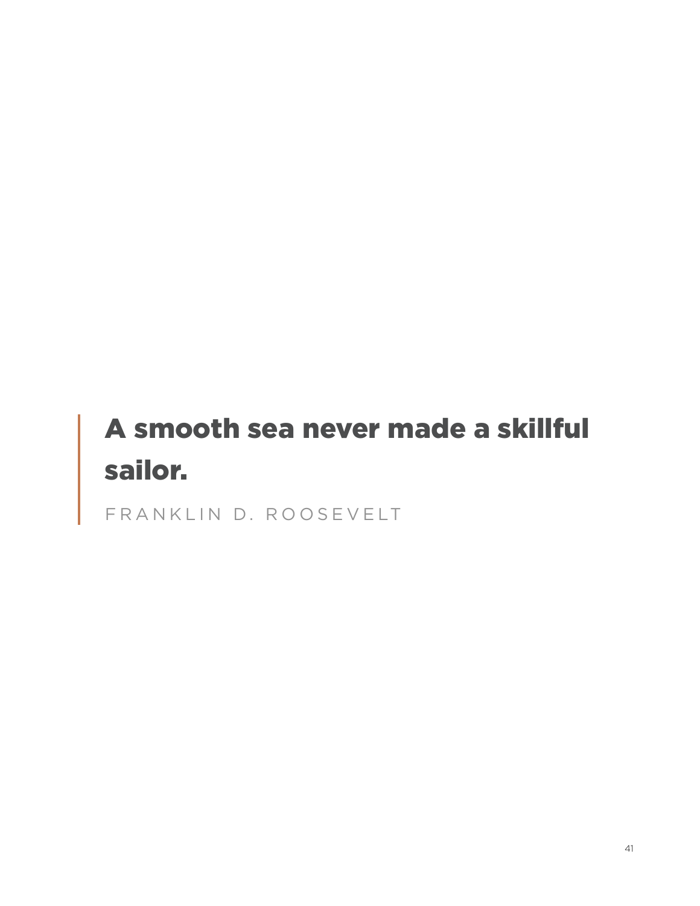> **A smooth sea never made a skillful sailor.**
>
> FRANKLIN D. ROOSEVELT